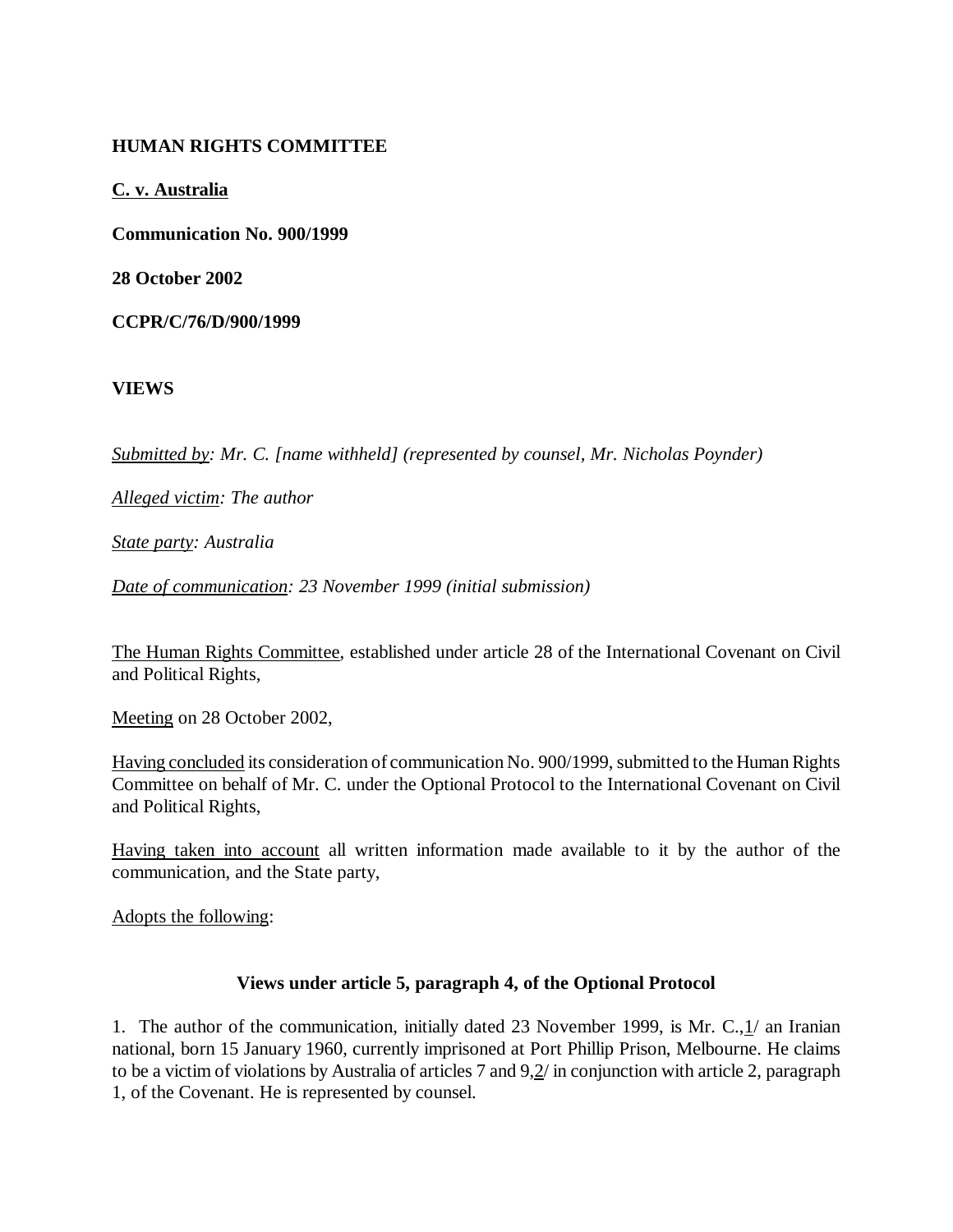**HUMAN RIGHTS COMMITTEE**

**C. v. Australia**

**Communication No. 900/1999**

**28 October 2002**

**CCPR/C/76/D/900/1999**

**VIEWS**

*Submitted by: Mr. C. [name withheld] (represented by counsel, Mr. Nicholas Poynder)*

*Alleged victim: The author*

*State party: Australia*

*Date of communication: 23 November 1999 (initial submission)*

The Human Rights Committee, established under article 28 of the International Covenant on Civil and Political Rights,

Meeting on 28 October 2002,

Having concluded its consideration of communication No. 900/1999, submitted to the Human Rights Committee on behalf of Mr. C. under the Optional Protocol to the International Covenant on Civil and Political Rights,

Having taken into account all written information made available to it by the author of the communication, and the State party,

Adopts the following:

### Views under article 5, paragraph 4, of the Optional Protocol

1. The author of the communication, initially dated 23 November 1999, is Mr. C.,1/ an Iranian national, born 15 January 1960, currently imprisoned at Port Phillip Prison, Melbourne. He claims to be a victim of violations by Australia of articles 7 and 9,2/ in conjunction with article 2, paragraph 1, of the Covenant. He is represented by counsel.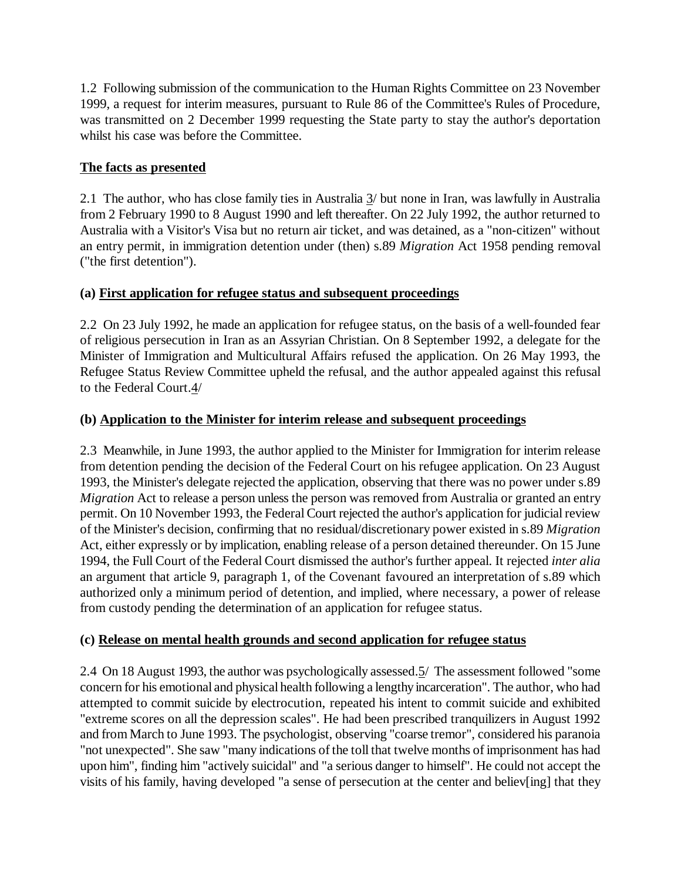1.2 Following submission of the communication to the Human Rights Committee on 23 November 1999, a request for interim measures, pursuant to Rule 86 of the Committee's Rules of Procedure, was transmitted on 2 December 1999 requesting the State party to stay the author's deportation whilst his case was before the Committee.

**The facts as presented**

2.1 The author, who has close family ties in Australia 3/ but none in Iran, was lawfully in Australia from 2 February 1990 to 8 August 1990 and left thereafter. On 22 July 1992, the author returned to Australia with a Visitor's Visa but no return air ticket, and was detained, as a "non-citizen" without an entry permit, in immigration detention under (then) s.89 *Migration* Act 1958 pending removal ("the first detention").

### (a) First application for refugee status and subsequent proceedings

2.2 On 23 July 1992, he made an application for refugee status, on the basis of a well-founded fear of religious persecution in Iran as an Assyrian Christian. On 8 September 1992, a delegate for the Minister of Immigration and Multicultural Affairs refused the application. On 26 May 1993, the Refugee Status Review Committee upheld the refusal, and the author appealed against this refusal to the Federal Court.4/

### (b) Application to the Minister for interim release and subsequent proceedings

2.3 Meanwhile, in June 1993, the author applied to the Minister for Immigration for interim release from detention pending the decision of the Federal Court on his refugee application. On 23 August 1993, the Minister's delegate rejected the application, observing that there was no power under s.89 *Migration* Act to release a person unless the person was removed from Australia or granted an entry permit. On 10 November 1993, the Federal Court rejected the author's application for judicial review of the Minister's decision, confirming that no residual/discretionary power existed in s.89 *Migration* Act, either expressly or by implication, enabling release of a person detained thereunder. On 15 June 1994, the Full Court of the Federal Court dismissed the author's further appeal. It rejected *inter alia* an argument that article 9, paragraph 1, of the Covenant favoured an interpretation of s.89 which authorized only a minimum period of detention, and implied, where necessary, a power of release from custody pending the determination of an application for refugee status.

### (c) Release on mental health grounds and second application for refugee status

2.4 On 18 August 1993, the author was psychologically assessed.5/ The assessment followed "some concern for his emotional and physical health following a lengthy incarceration". The author, who had attempted to commit suicide by electrocution, repeated his intent to commit suicide and exhibited "extreme scores on all the depression scales". He had been prescribed tranquilizers in August 1992 and from March to June 1993. The psychologist, observing "coarse tremor", considered his paranoia "not unexpected". She saw "many indications of the toll that twelve months of imprisonment has had upon him", finding him "actively suicidal" and "a serious danger to himself". He could not accept the visits of his family, having developed "a sense of persecution at the center and believ[ing] that they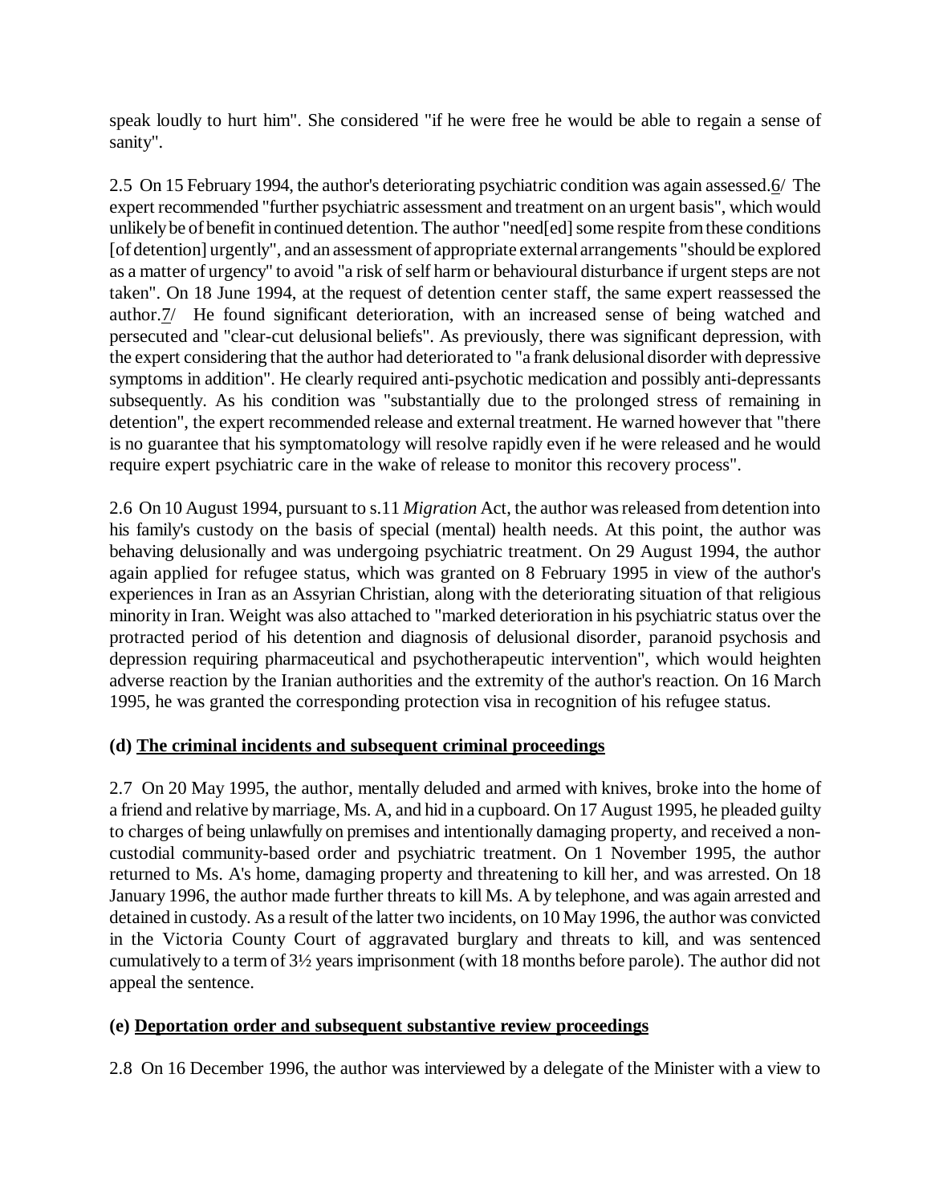speak loudly to hurt him". She considered "if he were free he would be able to regain a sense of sanity".

2.5 On 15 February 1994, the author's deteriorating psychiatric condition was again assessed.6/ The expert recommended "further psychiatric assessment and treatment on an urgent basis", which would unlikely be of benefit in continued detention. The author "need[ed] some respite from these conditions [of detention] urgently", and an assessment of appropriate external arrangements "should be explored as a matter of urgency" to avoid "a risk of self harm or behavioural disturbance if urgent steps are not taken". On 18 June 1994, at the request of detention center staff, the same expert reassessed the author.7/ He found significant deterioration, with an increased sense of being watched and persecuted and "clear-cut delusional beliefs". As previously, there was significant depression, with the expert considering that the author had deteriorated to "a frank delusional disorder with depressive symptoms in addition". He clearly required anti-psychotic medication and possibly anti-depressants subsequently. As his condition was "substantially due to the prolonged stress of remaining in detention", the expert recommended release and external treatment. He warned however that "there is no guarantee that his symptomatology will resolve rapidly even if he were released and he would require expert psychiatric care in the wake of release to monitor this recovery process".

2.6 On 10 August 1994, pursuant to s.11 *Migration* Act, the author was released from detention into his family's custody on the basis of special (mental) health needs. At this point, the author was behaving delusionally and was undergoing psychiatric treatment. On 29 August 1994, the author again applied for refugee status, which was granted on 8 February 1995 in view of the author's experiences in Iran as an Assyrian Christian, along with the deteriorating situation of that religious minority in Iran. Weight was also attached to "marked deterioration in his psychiatric status over the protracted period of his detention and diagnosis of delusional disorder, paranoid psychosis and depression requiring pharmaceutical and psychotherapeutic intervention", which would heighten adverse reaction by the Iranian authorities and the extremity of the author's reaction. On 16 March 1995, he was granted the corresponding protection visa in recognition of his refugee status.

**(d) The criminal incidents and subsequent criminal proceedings**

2.7 On 20 May 1995, the author, mentally deluded and armed with knives, broke into the home of a friend and relative by marriage, Ms. A, and hid in a cupboard. On 17 August 1995, he pleaded guilty to charges of being unlawfully on premises and intentionally damaging property, and received a non-custodial community-based order and psychiatric treatment. On 1 November 1995, the author returned to Ms. A's home, damaging property and threatening to kill her, and was arrested. On 18 January 1996, the author made further threats to kill Ms. A by telephone, and was again arrested and detained in custody. As a result of the latter two incidents, on 10 May 1996, the author was convicted in the Victoria County Court of aggravated burglary and threats to kill, and was sentenced cumulatively to a term of 3½ years imprisonment (with 18 months before parole). The author did not appeal the sentence.

**(e) Deportation order and subsequent substantive review proceedings**

2.8 On 16 December 1996, the author was interviewed by a delegate of the Minister with a view to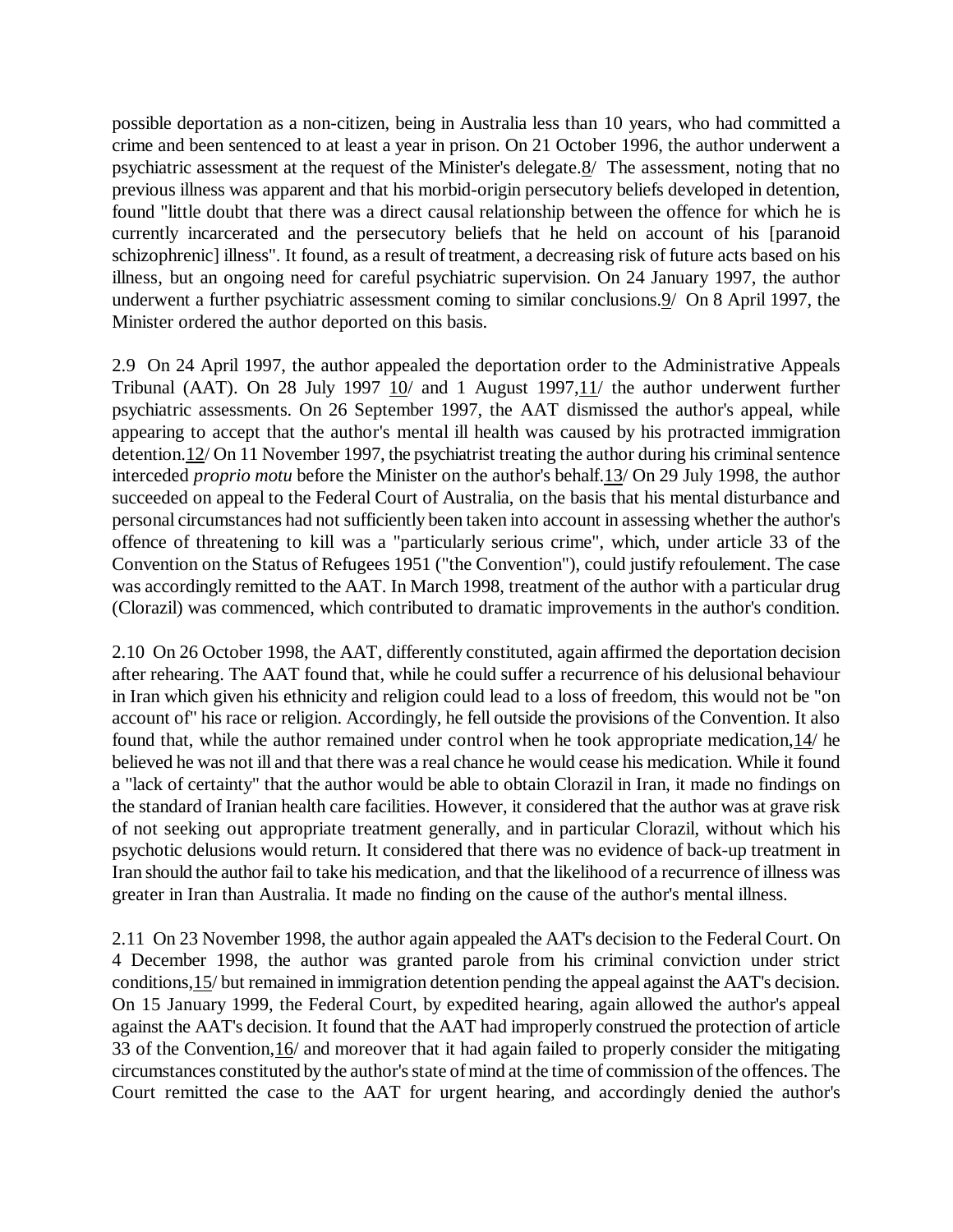possible deportation as a non-citizen, being in Australia less than 10 years, who had committed a crime and been sentenced to at least a year in prison. On 21 October 1996, the author underwent a psychiatric assessment at the request of the Minister's delegate.8/ The assessment, noting that no previous illness was apparent and that his morbid-origin persecutory beliefs developed in detention, found "little doubt that there was a direct causal relationship between the offence for which he is currently incarcerated and the persecutory beliefs that he held on account of his [paranoid schizophrenic] illness". It found, as a result of treatment, a decreasing risk of future acts based on his illness, but an ongoing need for careful psychiatric supervision. On 24 January 1997, the author underwent a further psychiatric assessment coming to similar conclusions.9/ On 8 April 1997, the Minister ordered the author deported on this basis.

2.9 On 24 April 1997, the author appealed the deportation order to the Administrative Appeals Tribunal (AAT). On 28 July 1997 10/ and 1 August 1997,11/ the author underwent further psychiatric assessments. On 26 September 1997, the AAT dismissed the author's appeal, while appearing to accept that the author's mental ill health was caused by his protracted immigration detention.12/ On 11 November 1997, the psychiatrist treating the author during his criminal sentence interceded *proprio motu* before the Minister on the author's behalf.13/ On 29 July 1998, the author succeeded on appeal to the Federal Court of Australia, on the basis that his mental disturbance and personal circumstances had not sufficiently been taken into account in assessing whether the author's offence of threatening to kill was a "particularly serious crime", which, under article 33 of the Convention on the Status of Refugees 1951 ("the Convention"), could justify refoulement. The case was accordingly remitted to the AAT. In March 1998, treatment of the author with a particular drug (Clorazil) was commenced, which contributed to dramatic improvements in the author's condition.

2.10 On 26 October 1998, the AAT, differently constituted, again affirmed the deportation decision after rehearing. The AAT found that, while he could suffer a recurrence of his delusional behaviour in Iran which given his ethnicity and religion could lead to a loss of freedom, this would not be "on account of" his race or religion. Accordingly, he fell outside the provisions of the Convention. It also found that, while the author remained under control when he took appropriate medication,14/ he believed he was not ill and that there was a real chance he would cease his medication. While it found a "lack of certainty" that the author would be able to obtain Clorazil in Iran, it made no findings on the standard of Iranian health care facilities. However, it considered that the author was at grave risk of not seeking out appropriate treatment generally, and in particular Clorazil, without which his psychotic delusions would return. It considered that there was no evidence of back-up treatment in Iran should the author fail to take his medication, and that the likelihood of a recurrence of illness was greater in Iran than Australia. It made no finding on the cause of the author's mental illness.

2.11 On 23 November 1998, the author again appealed the AAT's decision to the Federal Court. On 4 December 1998, the author was granted parole from his criminal conviction under strict conditions,15/ but remained in immigration detention pending the appeal against the AAT's decision. On 15 January 1999, the Federal Court, by expedited hearing, again allowed the author's appeal against the AAT's decision. It found that the AAT had improperly construed the protection of article 33 of the Convention,16/ and moreover that it had again failed to properly consider the mitigating circumstances constituted by the author's state of mind at the time of commission of the offences. The Court remitted the case to the AAT for urgent hearing, and accordingly denied the author's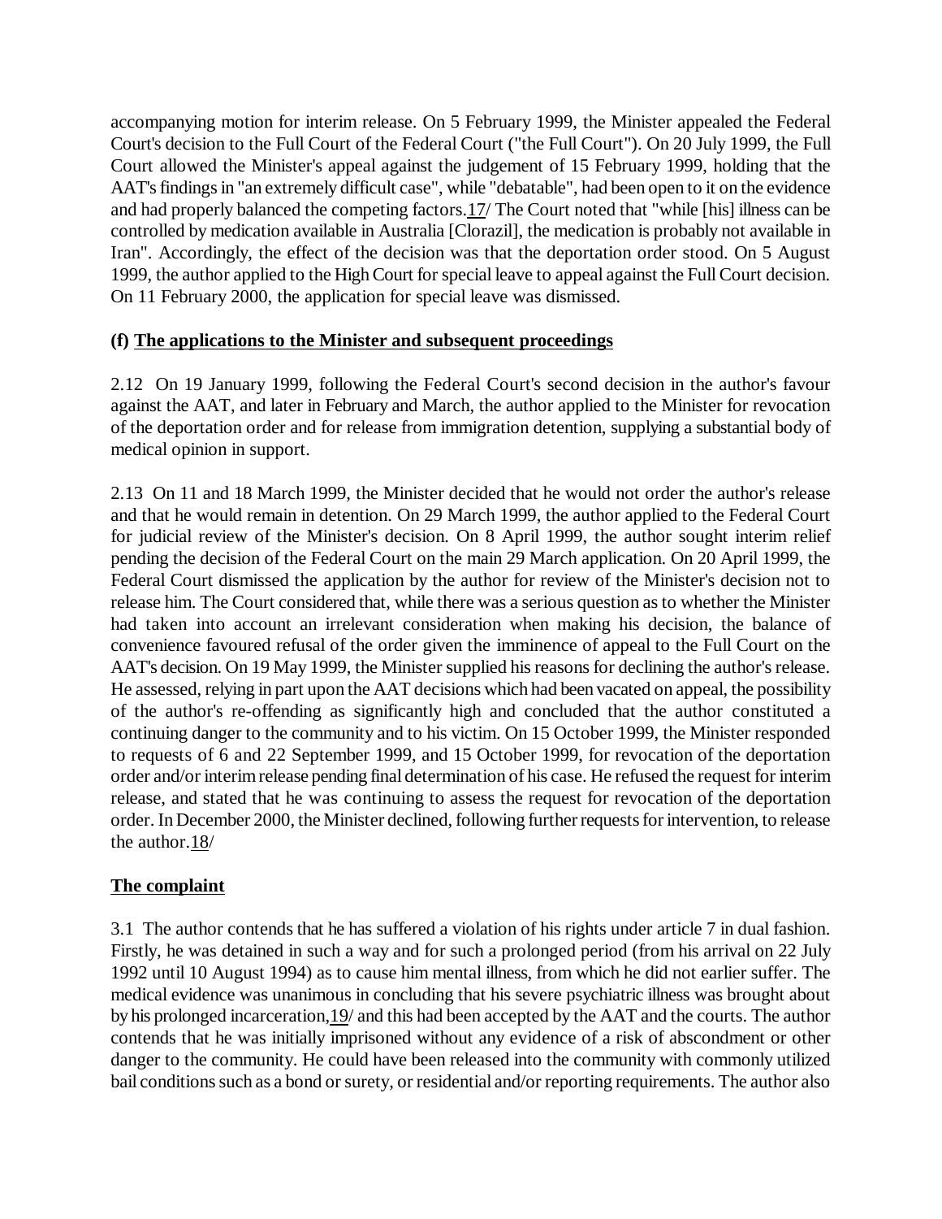accompanying motion for interim release. On 5 February 1999, the Minister appealed the Federal Court's decision to the Full Court of the Federal Court ("the Full Court"). On 20 July 1999, the Full Court allowed the Minister's appeal against the judgement of 15 February 1999, holding that the AAT's findings in "an extremely difficult case", while "debatable", had been open to it on the evidence and had properly balanced the competing factors.17/ The Court noted that "while [his] illness can be controlled by medication available in Australia [Clorazil], the medication is probably not available in Iran". Accordingly, the effect of the decision was that the deportation order stood. On 5 August 1999, the author applied to the High Court for special leave to appeal against the Full Court decision. On 11 February 2000, the application for special leave was dismissed.

### (f) The applications to the Minister and subsequent proceedings

2.12 On 19 January 1999, following the Federal Court's second decision in the author's favour against the AAT, and later in February and March, the author applied to the Minister for revocation of the deportation order and for release from immigration detention, supplying a substantial body of medical opinion in support.

2.13 On 11 and 18 March 1999, the Minister decided that he would not order the author's release and that he would remain in detention. On 29 March 1999, the author applied to the Federal Court for judicial review of the Minister's decision. On 8 April 1999, the author sought interim relief pending the decision of the Federal Court on the main 29 March application. On 20 April 1999, the Federal Court dismissed the application by the author for review of the Minister's decision not to release him. The Court considered that, while there was a serious question as to whether the Minister had taken into account an irrelevant consideration when making his decision, the balance of convenience favoured refusal of the order given the imminence of appeal to the Full Court on the AAT's decision. On 19 May 1999, the Minister supplied his reasons for declining the author's release. He assessed, relying in part upon the AAT decisions which had been vacated on appeal, the possibility of the author's re-offending as significantly high and concluded that the author constituted a continuing danger to the community and to his victim. On 15 October 1999, the Minister responded to requests of 6 and 22 September 1999, and 15 October 1999, for revocation of the deportation order and/or interim release pending final determination of his case. He refused the request for interim release, and stated that he was continuing to assess the request for revocation of the deportation order. In December 2000, the Minister declined, following further requests for intervention, to release the author.18/

## The complaint

3.1 The author contends that he has suffered a violation of his rights under article 7 in dual fashion. Firstly, he was detained in such a way and for such a prolonged period (from his arrival on 22 July 1992 until 10 August 1994) as to cause him mental illness, from which he did not earlier suffer. The medical evidence was unanimous in concluding that his severe psychiatric illness was brought about by his prolonged incarceration,19/ and this had been accepted by the AAT and the courts. The author contends that he was initially imprisoned without any evidence of a risk of abscondment or other danger to the community. He could have been released into the community with commonly utilized bail conditions such as a bond or surety, or residential and/or reporting requirements. The author also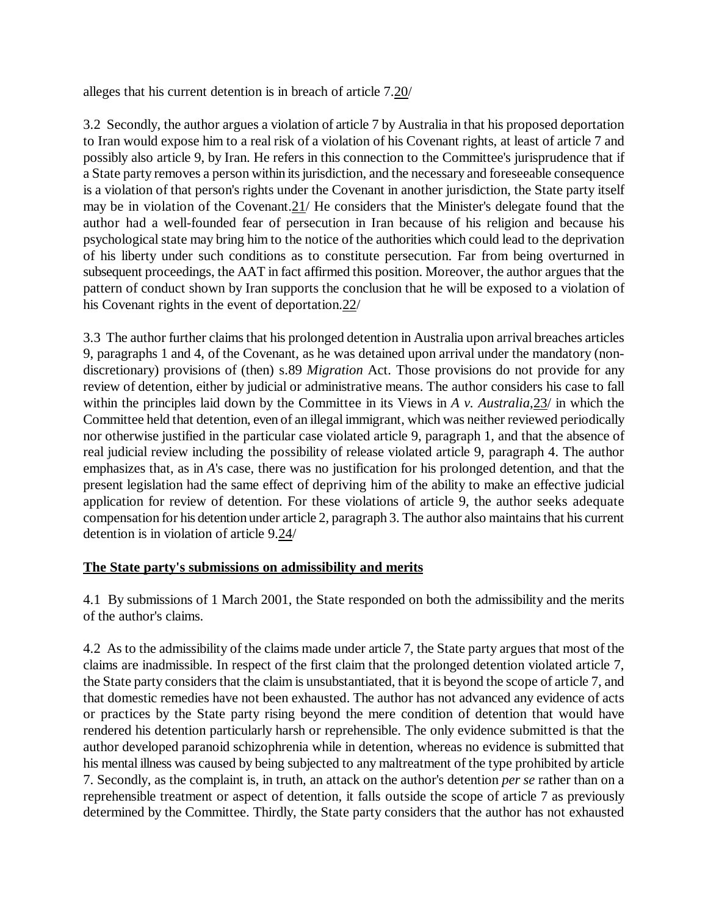alleges that his current detention is in breach of article 7.[20]

3.2 Secondly, the author argues a violation of article 7 by Australia in that his proposed deportation to Iran would expose him to a real risk of a violation of his Covenant rights, at least of article 7 and possibly also article 9, by Iran. He refers in this connection to the Committee's jurisprudence that if a State party removes a person within its jurisdiction, and the necessary and foreseeable consequence is a violation of that person's rights under the Covenant in another jurisdiction, the State party itself may be in violation of the Covenant.[21] He considers that the Minister's delegate found that the author had a well-founded fear of persecution in Iran because of his religion and because his psychological state may bring him to the notice of the authorities which could lead to the deprivation of his liberty under such conditions as to constitute persecution. Far from being overturned in subsequent proceedings, the AAT in fact affirmed this position. Moreover, the author argues that the pattern of conduct shown by Iran supports the conclusion that he will be exposed to a violation of his Covenant rights in the event of deportation.[22]

3.3 The author further claims that his prolonged detention in Australia upon arrival breaches articles 9, paragraphs 1 and 4, of the Covenant, as he was detained upon arrival under the mandatory (non-discretionary) provisions of (then) s.89 *Migration* Act. Those provisions do not provide for any review of detention, either by judicial or administrative means. The author considers his case to fall within the principles laid down by the Committee in its Views in *A v. Australia*,[23] in which the Committee held that detention, even of an illegal immigrant, which was neither reviewed periodically nor otherwise justified in the particular case violated article 9, paragraph 1, and that the absence of real judicial review including the possibility of release violated article 9, paragraph 4. The author emphasizes that, as in *A*'s case, there was no justification for his prolonged detention, and that the present legislation had the same effect of depriving him of the ability to make an effective judicial application for review of detention. For these violations of article 9, the author seeks adequate compensation for his detention under article 2, paragraph 3. The author also maintains that his current detention is in violation of article 9.[24]

**The State party's submissions on admissibility and merits**

4.1 By submissions of 1 March 2001, the State responded on both the admissibility and the merits of the author's claims.

4.2 As to the admissibility of the claims made under article 7, the State party argues that most of the claims are inadmissible. In respect of the first claim that the prolonged detention violated article 7, the State party considers that the claim is unsubstantiated, that it is beyond the scope of article 7, and that domestic remedies have not been exhausted. The author has not advanced any evidence of acts or practices by the State party rising beyond the mere condition of detention that would have rendered his detention particularly harsh or reprehensible. The only evidence submitted is that the author developed paranoid schizophrenia while in detention, whereas no evidence is submitted that his mental illness was caused by being subjected to any maltreatment of the type prohibited by article 7. Secondly, as the complaint is, in truth, an attack on the author's detention *per se* rather than on a reprehensible treatment or aspect of detention, it falls outside the scope of article 7 as previously determined by the Committee. Thirdly, the State party considers that the author has not exhausted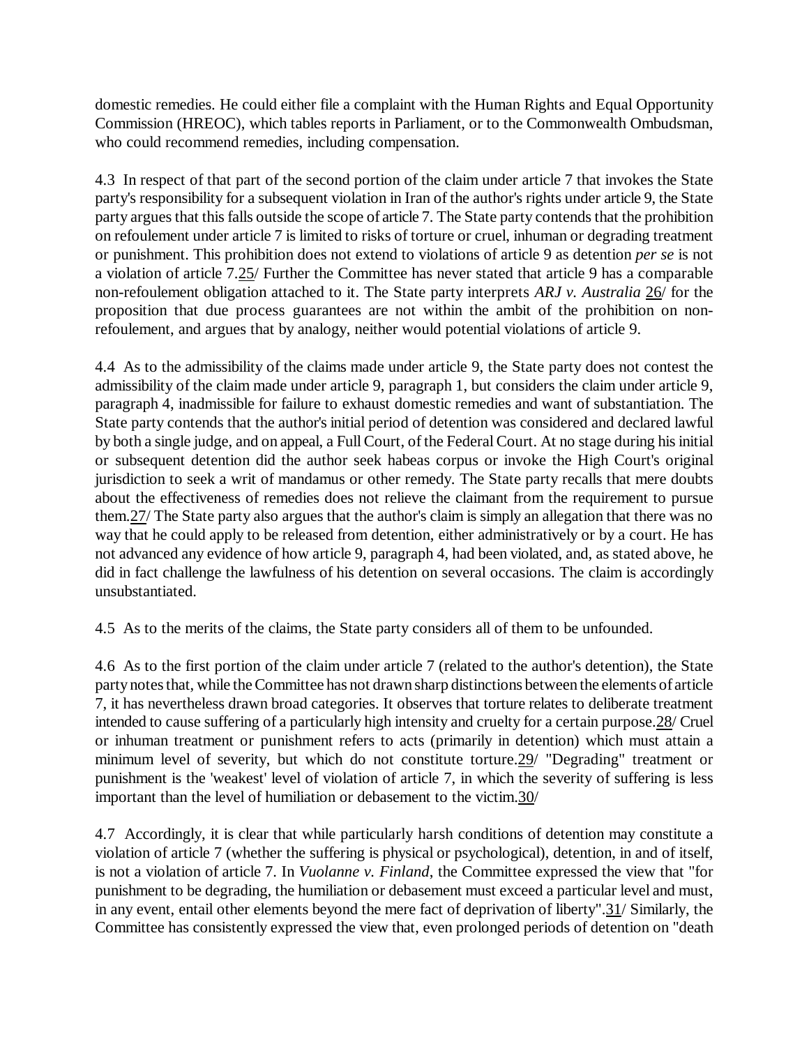domestic remedies. He could either file a complaint with the Human Rights and Equal Opportunity Commission (HREOC), which tables reports in Parliament, or to the Commonwealth Ombudsman, who could recommend remedies, including compensation.

4.3 In respect of that part of the second portion of the claim under article 7 that invokes the State party's responsibility for a subsequent violation in Iran of the author's rights under article 9, the State party argues that this falls outside the scope of article 7. The State party contends that the prohibition on refoulement under article 7 is limited to risks of torture or cruel, inhuman or degrading treatment or punishment. This prohibition does not extend to violations of article 9 as detention *per se* is not a violation of article 7.25/ Further the Committee has never stated that article 9 has a comparable non-refoulement obligation attached to it. The State party interprets *ARJ v. Australia* 26/ for the proposition that due process guarantees are not within the ambit of the prohibition on non-refoulement, and argues that by analogy, neither would potential violations of article 9.

4.4 As to the admissibility of the claims made under article 9, the State party does not contest the admissibility of the claim made under article 9, paragraph 1, but considers the claim under article 9, paragraph 4, inadmissible for failure to exhaust domestic remedies and want of substantiation. The State party contends that the author's initial period of detention was considered and declared lawful by both a single judge, and on appeal, a Full Court, of the Federal Court. At no stage during his initial or subsequent detention did the author seek habeas corpus or invoke the High Court's original jurisdiction to seek a writ of mandamus or other remedy. The State party recalls that mere doubts about the effectiveness of remedies does not relieve the claimant from the requirement to pursue them.27/ The State party also argues that the author's claim is simply an allegation that there was no way that he could apply to be released from detention, either administratively or by a court. He has not advanced any evidence of how article 9, paragraph 4, had been violated, and, as stated above, he did in fact challenge the lawfulness of his detention on several occasions. The claim is accordingly unsubstantiated.

4.5 As to the merits of the claims, the State party considers all of them to be unfounded.

4.6 As to the first portion of the claim under article 7 (related to the author's detention), the State party notes that, while the Committee has not drawn sharp distinctions between the elements of article 7, it has nevertheless drawn broad categories. It observes that torture relates to deliberate treatment intended to cause suffering of a particularly high intensity and cruelty for a certain purpose.28/ Cruel or inhuman treatment or punishment refers to acts (primarily in detention) which must attain a minimum level of severity, but which do not constitute torture.29/ "Degrading" treatment or punishment is the 'weakest' level of violation of article 7, in which the severity of suffering is less important than the level of humiliation or debasement to the victim.30/

4.7 Accordingly, it is clear that while particularly harsh conditions of detention may constitute a violation of article 7 (whether the suffering is physical or psychological), detention, in and of itself, is not a violation of article 7. In *Vuolanne v. Finland*, the Committee expressed the view that "for punishment to be degrading, the humiliation or debasement must exceed a particular level and must, in any event, entail other elements beyond the mere fact of deprivation of liberty".31/ Similarly, the Committee has consistently expressed the view that, even prolonged periods of detention on "death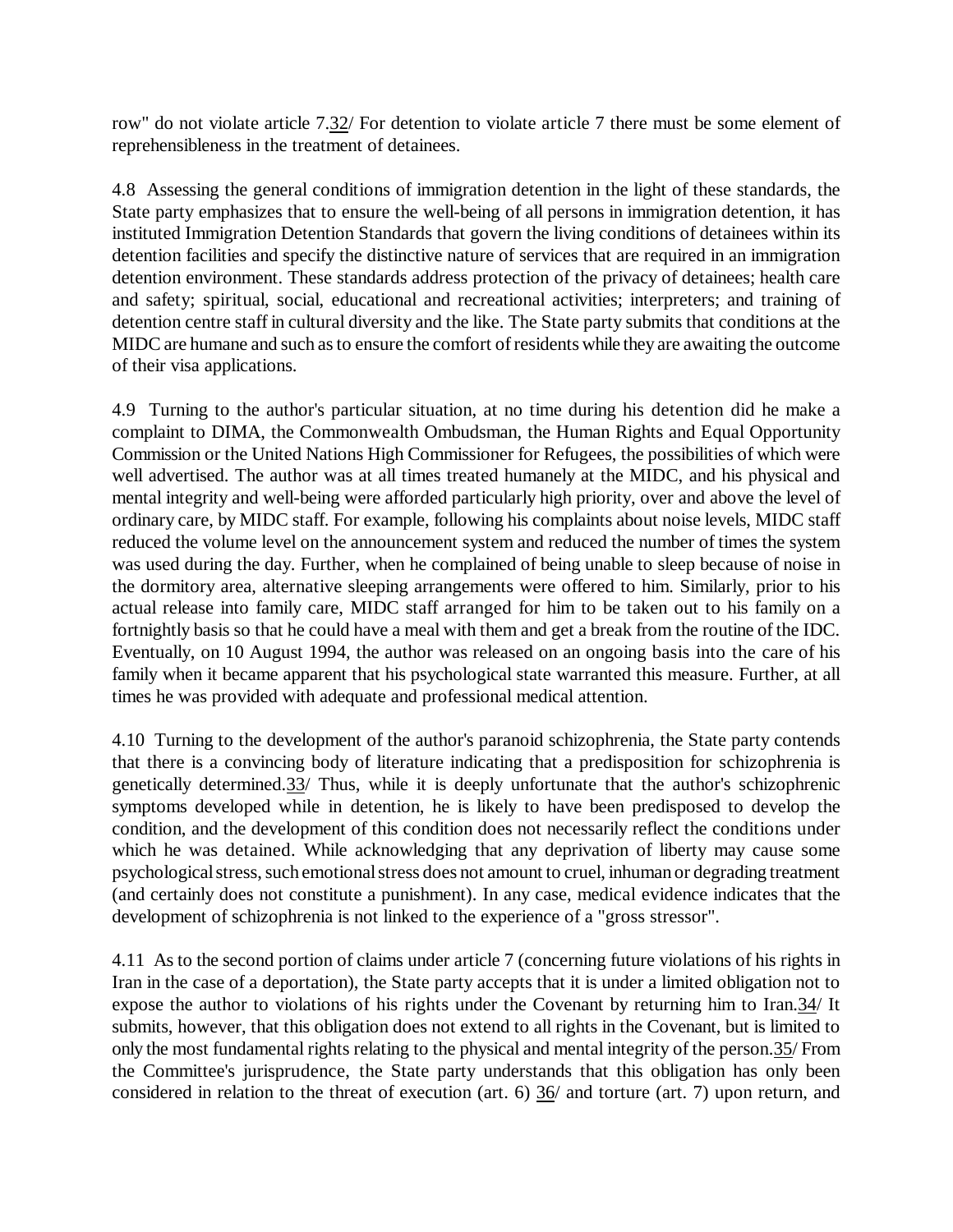row" do not violate article 7.32/ For detention to violate article 7 there must be some element of reprehensibleness in the treatment of detainees.

4.8 Assessing the general conditions of immigration detention in the light of these standards, the State party emphasizes that to ensure the well-being of all persons in immigration detention, it has instituted Immigration Detention Standards that govern the living conditions of detainees within its detention facilities and specify the distinctive nature of services that are required in an immigration detention environment. These standards address protection of the privacy of detainees; health care and safety; spiritual, social, educational and recreational activities; interpreters; and training of detention centre staff in cultural diversity and the like. The State party submits that conditions at the MIDC are humane and such as to ensure the comfort of residents while they are awaiting the outcome of their visa applications.

4.9 Turning to the author's particular situation, at no time during his detention did he make a complaint to DIMA, the Commonwealth Ombudsman, the Human Rights and Equal Opportunity Commission or the United Nations High Commissioner for Refugees, the possibilities of which were well advertised. The author was at all times treated humanely at the MIDC, and his physical and mental integrity and well-being were afforded particularly high priority, over and above the level of ordinary care, by MIDC staff. For example, following his complaints about noise levels, MIDC staff reduced the volume level on the announcement system and reduced the number of times the system was used during the day. Further, when he complained of being unable to sleep because of noise in the dormitory area, alternative sleeping arrangements were offered to him. Similarly, prior to his actual release into family care, MIDC staff arranged for him to be taken out to his family on a fortnightly basis so that he could have a meal with them and get a break from the routine of the IDC. Eventually, on 10 August 1994, the author was released on an ongoing basis into the care of his family when it became apparent that his psychological state warranted this measure. Further, at all times he was provided with adequate and professional medical attention.

4.10 Turning to the development of the author's paranoid schizophrenia, the State party contends that there is a convincing body of literature indicating that a predisposition for schizophrenia is genetically determined.33/ Thus, while it is deeply unfortunate that the author's schizophrenic symptoms developed while in detention, he is likely to have been predisposed to develop the condition, and the development of this condition does not necessarily reflect the conditions under which he was detained. While acknowledging that any deprivation of liberty may cause some psychological stress, such emotional stress does not amount to cruel, inhuman or degrading treatment (and certainly does not constitute a punishment). In any case, medical evidence indicates that the development of schizophrenia is not linked to the experience of a "gross stressor".

4.11 As to the second portion of claims under article 7 (concerning future violations of his rights in Iran in the case of a deportation), the State party accepts that it is under a limited obligation not to expose the author to violations of his rights under the Covenant by returning him to Iran.34/ It submits, however, that this obligation does not extend to all rights in the Covenant, but is limited to only the most fundamental rights relating to the physical and mental integrity of the person.35/ From the Committee's jurisprudence, the State party understands that this obligation has only been considered in relation to the threat of execution (art. 6) 36/ and torture (art. 7) upon return, and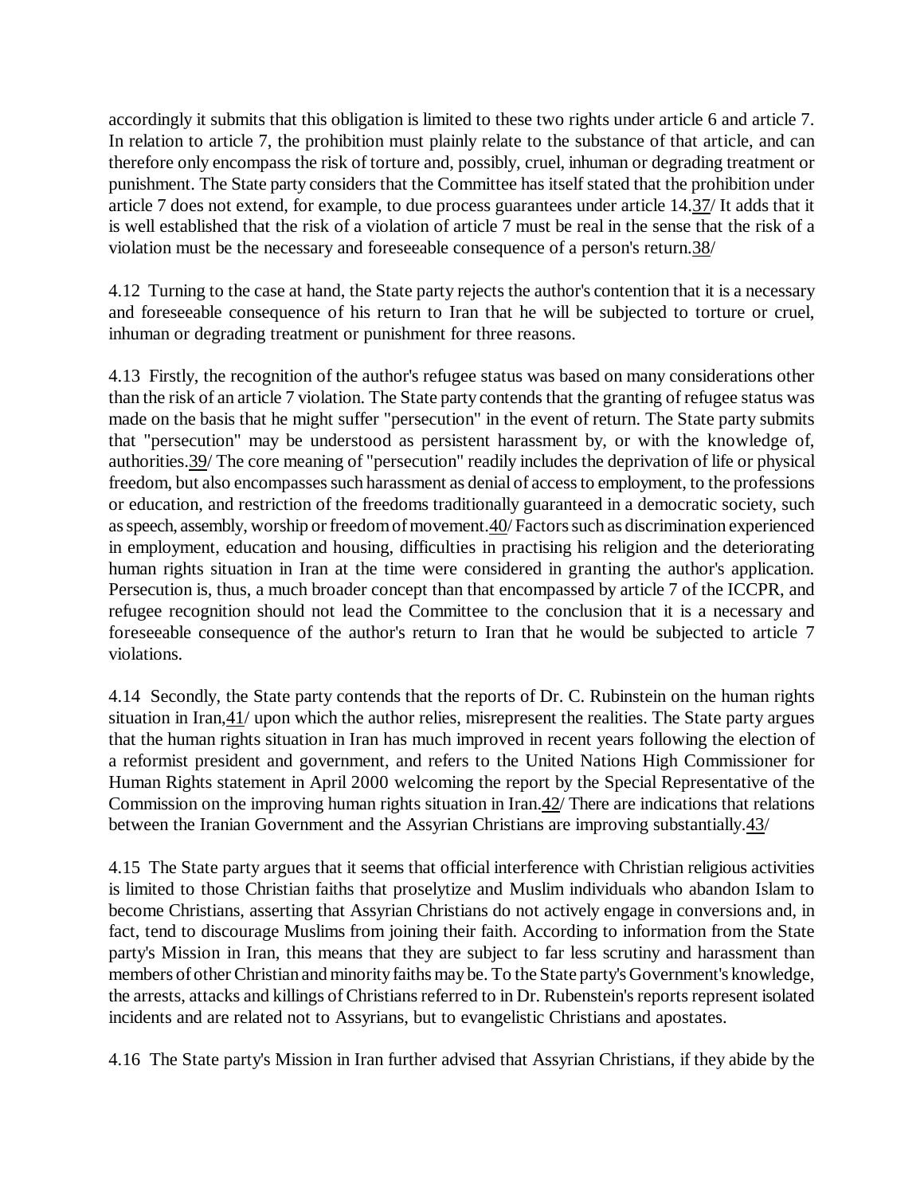accordingly it submits that this obligation is limited to these two rights under article 6 and article 7. In relation to article 7, the prohibition must plainly relate to the substance of that article, and can therefore only encompass the risk of torture and, possibly, cruel, inhuman or degrading treatment or punishment. The State party considers that the Committee has itself stated that the prohibition under article 7 does not extend, for example, to due process guarantees under article 14.37/ It adds that it is well established that the risk of a violation of article 7 must be real in the sense that the risk of a violation must be the necessary and foreseeable consequence of a person's return.38/

4.12 Turning to the case at hand, the State party rejects the author's contention that it is a necessary and foreseeable consequence of his return to Iran that he will be subjected to torture or cruel, inhuman or degrading treatment or punishment for three reasons.

4.13 Firstly, the recognition of the author's refugee status was based on many considerations other than the risk of an article 7 violation. The State party contends that the granting of refugee status was made on the basis that he might suffer "persecution" in the event of return. The State party submits that "persecution" may be understood as persistent harassment by, or with the knowledge of, authorities.39/ The core meaning of "persecution" readily includes the deprivation of life or physical freedom, but also encompasses such harassment as denial of access to employment, to the professions or education, and restriction of the freedoms traditionally guaranteed in a democratic society, such as speech, assembly, worship or freedom of movement.40/ Factors such as discrimination experienced in employment, education and housing, difficulties in practising his religion and the deteriorating human rights situation in Iran at the time were considered in granting the author's application. Persecution is, thus, a much broader concept than that encompassed by article 7 of the ICCPR, and refugee recognition should not lead the Committee to the conclusion that it is a necessary and foreseeable consequence of the author's return to Iran that he would be subjected to article 7 violations.

4.14 Secondly, the State party contends that the reports of Dr. C. Rubinstein on the human rights situation in Iran,41/ upon which the author relies, misrepresent the realities. The State party argues that the human rights situation in Iran has much improved in recent years following the election of a reformist president and government, and refers to the United Nations High Commissioner for Human Rights statement in April 2000 welcoming the report by the Special Representative of the Commission on the improving human rights situation in Iran.42/ There are indications that relations between the Iranian Government and the Assyrian Christians are improving substantially.43/

4.15 The State party argues that it seems that official interference with Christian religious activities is limited to those Christian faiths that proselytize and Muslim individuals who abandon Islam to become Christians, asserting that Assyrian Christians do not actively engage in conversions and, in fact, tend to discourage Muslims from joining their faith. According to information from the State party's Mission in Iran, this means that they are subject to far less scrutiny and harassment than members of other Christian and minority faiths may be. To the State party's Government's knowledge, the arrests, attacks and killings of Christians referred to in Dr. Rubenstein's reports represent isolated incidents and are related not to Assyrians, but to evangelistic Christians and apostates.

4.16 The State party's Mission in Iran further advised that Assyrian Christians, if they abide by the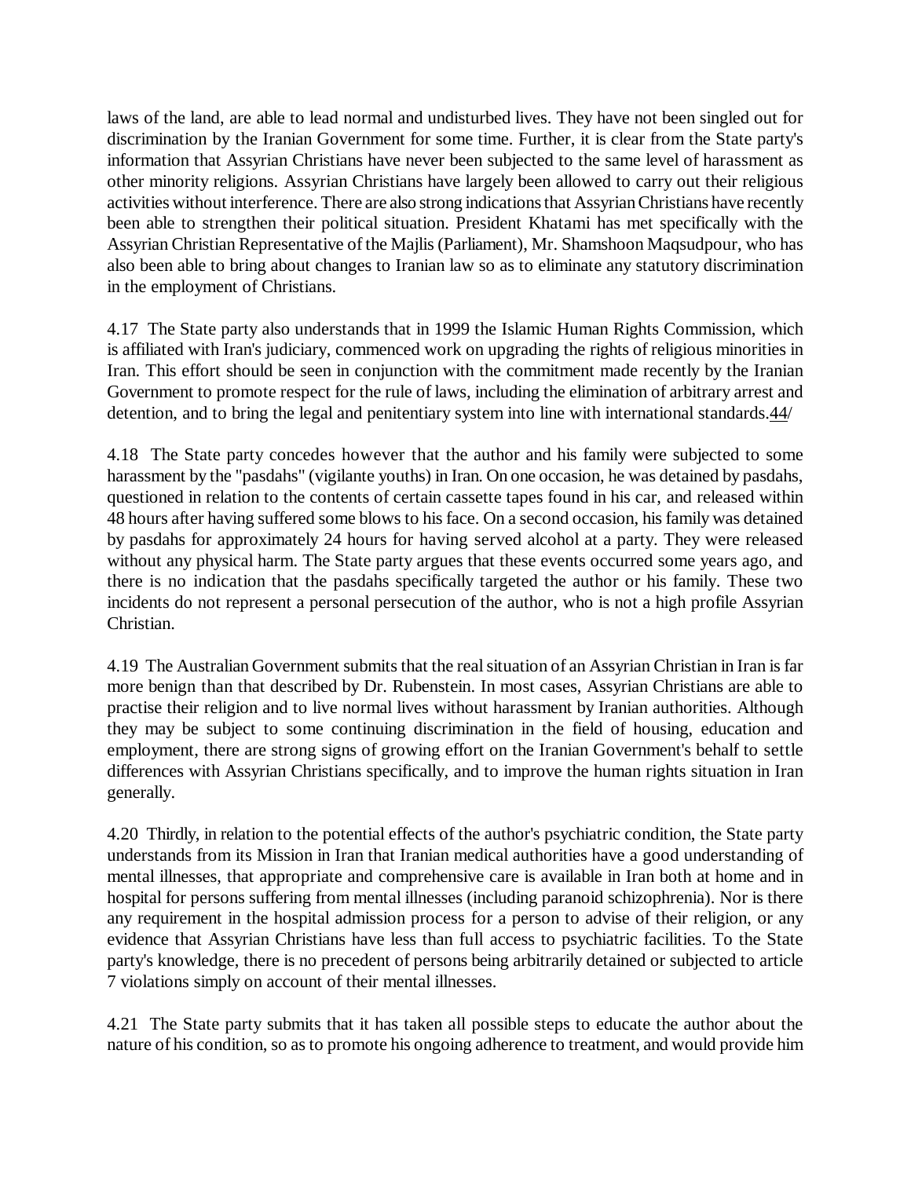laws of the land, are able to lead normal and undisturbed lives. They have not been singled out for discrimination by the Iranian Government for some time. Further, it is clear from the State party's information that Assyrian Christians have never been subjected to the same level of harassment as other minority religions. Assyrian Christians have largely been allowed to carry out their religious activities without interference. There are also strong indications that Assyrian Christians have recently been able to strengthen their political situation. President Khatami has met specifically with the Assyrian Christian Representative of the Majlis (Parliament), Mr. Shamshoon Maqsudpour, who has also been able to bring about changes to Iranian law so as to eliminate any statutory discrimination in the employment of Christians.

4.17 The State party also understands that in 1999 the Islamic Human Rights Commission, which is affiliated with Iran's judiciary, commenced work on upgrading the rights of religious minorities in Iran. This effort should be seen in conjunction with the commitment made recently by the Iranian Government to promote respect for the rule of laws, including the elimination of arbitrary arrest and detention, and to bring the legal and penitentiary system into line with international standards.44/

4.18 The State party concedes however that the author and his family were subjected to some harassment by the "pasdahs" (vigilante youths) in Iran. On one occasion, he was detained by pasdahs, questioned in relation to the contents of certain cassette tapes found in his car, and released within 48 hours after having suffered some blows to his face. On a second occasion, his family was detained by pasdahs for approximately 24 hours for having served alcohol at a party. They were released without any physical harm. The State party argues that these events occurred some years ago, and there is no indication that the pasdahs specifically targeted the author or his family. These two incidents do not represent a personal persecution of the author, who is not a high profile Assyrian Christian.

4.19 The Australian Government submits that the real situation of an Assyrian Christian in Iran is far more benign than that described by Dr. Rubenstein. In most cases, Assyrian Christians are able to practise their religion and to live normal lives without harassment by Iranian authorities. Although they may be subject to some continuing discrimination in the field of housing, education and employment, there are strong signs of growing effort on the Iranian Government's behalf to settle differences with Assyrian Christians specifically, and to improve the human rights situation in Iran generally.

4.20 Thirdly, in relation to the potential effects of the author's psychiatric condition, the State party understands from its Mission in Iran that Iranian medical authorities have a good understanding of mental illnesses, that appropriate and comprehensive care is available in Iran both at home and in hospital for persons suffering from mental illnesses (including paranoid schizophrenia). Nor is there any requirement in the hospital admission process for a person to advise of their religion, or any evidence that Assyrian Christians have less than full access to psychiatric facilities. To the State party's knowledge, there is no precedent of persons being arbitrarily detained or subjected to article 7 violations simply on account of their mental illnesses.

4.21 The State party submits that it has taken all possible steps to educate the author about the nature of his condition, so as to promote his ongoing adherence to treatment, and would provide him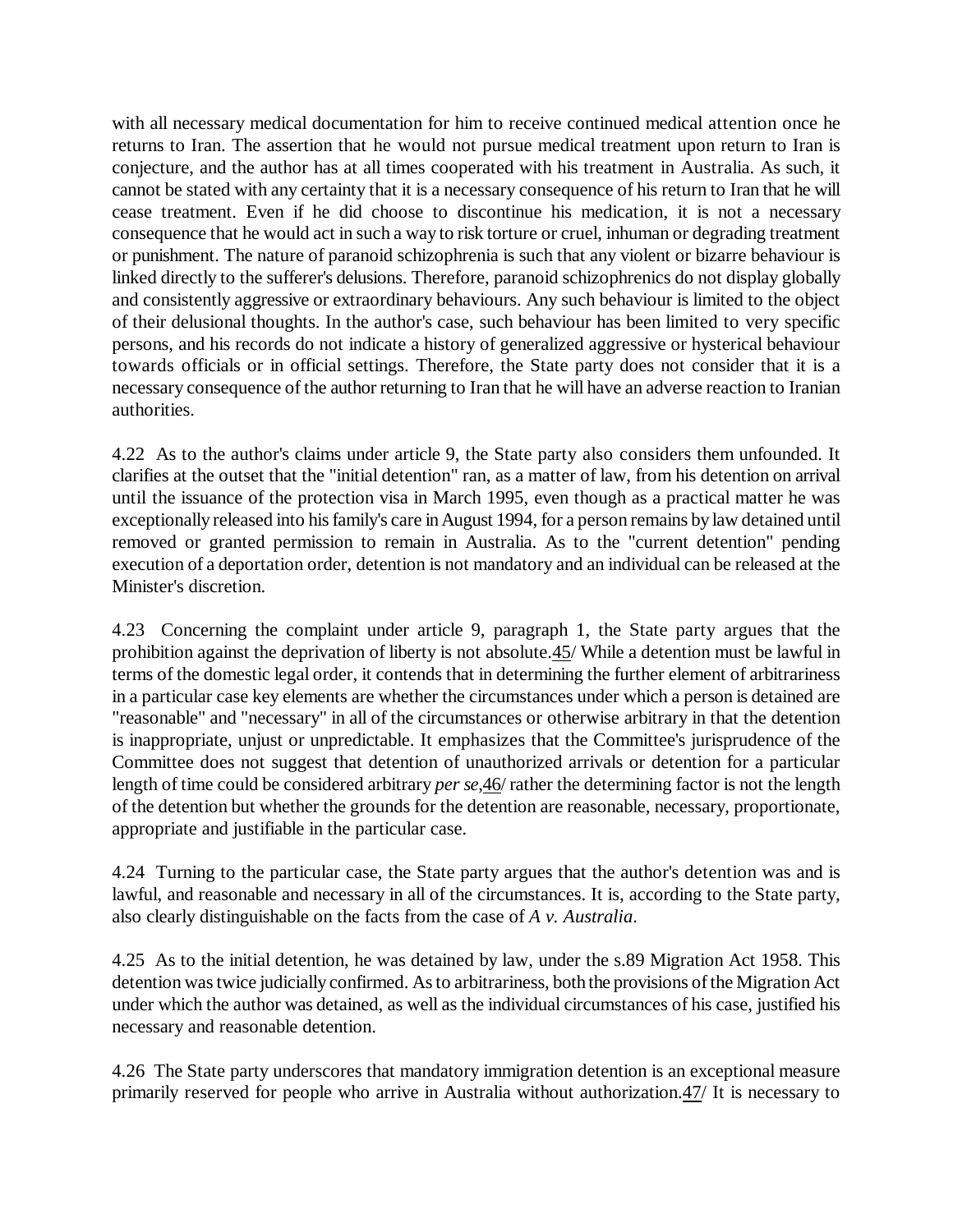with all necessary medical documentation for him to receive continued medical attention once he returns to Iran. The assertion that he would not pursue medical treatment upon return to Iran is conjecture, and the author has at all times cooperated with his treatment in Australia. As such, it cannot be stated with any certainty that it is a necessary consequence of his return to Iran that he will cease treatment. Even if he did choose to discontinue his medication, it is not a necessary consequence that he would act in such a way to risk torture or cruel, inhuman or degrading treatment or punishment. The nature of paranoid schizophrenia is such that any violent or bizarre behaviour is linked directly to the sufferer's delusions. Therefore, paranoid schizophrenics do not display globally and consistently aggressive or extraordinary behaviours. Any such behaviour is limited to the object of their delusional thoughts. In the author's case, such behaviour has been limited to very specific persons, and his records do not indicate a history of generalized aggressive or hysterical behaviour towards officials or in official settings. Therefore, the State party does not consider that it is a necessary consequence of the author returning to Iran that he will have an adverse reaction to Iranian authorities.

4.22 As to the author's claims under article 9, the State party also considers them unfounded. It clarifies at the outset that the "initial detention" ran, as a matter of law, from his detention on arrival until the issuance of the protection visa in March 1995, even though as a practical matter he was exceptionally released into his family's care in August 1994, for a person remains by law detained until removed or granted permission to remain in Australia. As to the "current detention" pending execution of a deportation order, detention is not mandatory and an individual can be released at the Minister's discretion.

4.23 Concerning the complaint under article 9, paragraph 1, the State party argues that the prohibition against the deprivation of liberty is not absolute.45/ While a detention must be lawful in terms of the domestic legal order, it contends that in determining the further element of arbitrariness in a particular case key elements are whether the circumstances under which a person is detained are "reasonable" and "necessary" in all of the circumstances or otherwise arbitrary in that the detention is inappropriate, unjust or unpredictable. It emphasizes that the Committee's jurisprudence of the Committee does not suggest that detention of unauthorized arrivals or detention for a particular length of time could be considered arbitrary *per se*,46/ rather the determining factor is not the length of the detention but whether the grounds for the detention are reasonable, necessary, proportionate, appropriate and justifiable in the particular case.

4.24 Turning to the particular case, the State party argues that the author's detention was and is lawful, and reasonable and necessary in all of the circumstances. It is, according to the State party, also clearly distinguishable on the facts from the case of *A v. Australia*.

4.25 As to the initial detention, he was detained by law, under the s.89 Migration Act 1958. This detention was twice judicially confirmed. As to arbitrariness, both the provisions of the Migration Act under which the author was detained, as well as the individual circumstances of his case, justified his necessary and reasonable detention.

4.26 The State party underscores that mandatory immigration detention is an exceptional measure primarily reserved for people who arrive in Australia without authorization.47/ It is necessary to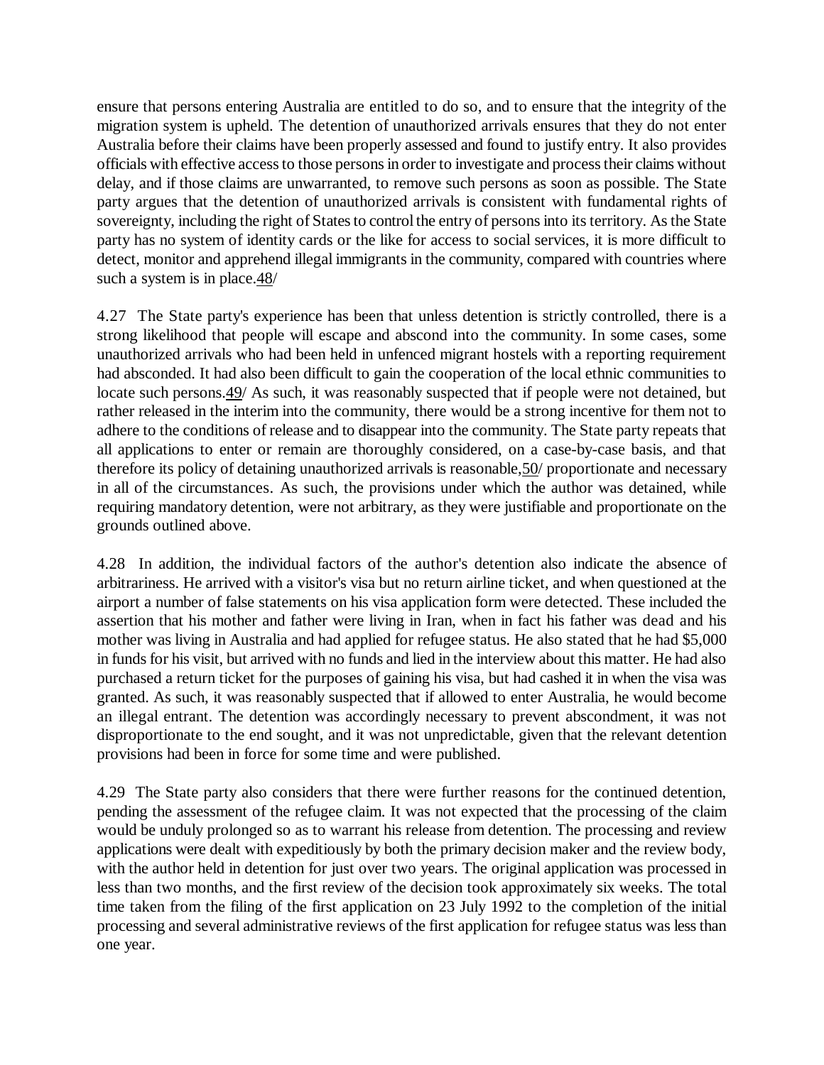ensure that persons entering Australia are entitled to do so, and to ensure that the integrity of the migration system is upheld. The detention of unauthorized arrivals ensures that they do not enter Australia before their claims have been properly assessed and found to justify entry. It also provides officials with effective access to those persons in order to investigate and process their claims without delay, and if those claims are unwarranted, to remove such persons as soon as possible. The State party argues that the detention of unauthorized arrivals is consistent with fundamental rights of sovereignty, including the right of States to control the entry of persons into its territory. As the State party has no system of identity cards or the like for access to social services, it is more difficult to detect, monitor and apprehend illegal immigrants in the community, compared with countries where such a system is in place.48/

4.27 The State party's experience has been that unless detention is strictly controlled, there is a strong likelihood that people will escape and abscond into the community. In some cases, some unauthorized arrivals who had been held in unfenced migrant hostels with a reporting requirement had absconded. It had also been difficult to gain the cooperation of the local ethnic communities to locate such persons.49/ As such, it was reasonably suspected that if people were not detained, but rather released in the interim into the community, there would be a strong incentive for them not to adhere to the conditions of release and to disappear into the community. The State party repeats that all applications to enter or remain are thoroughly considered, on a case-by-case basis, and that therefore its policy of detaining unauthorized arrivals is reasonable,50/ proportionate and necessary in all of the circumstances. As such, the provisions under which the author was detained, while requiring mandatory detention, were not arbitrary, as they were justifiable and proportionate on the grounds outlined above.

4.28 In addition, the individual factors of the author's detention also indicate the absence of arbitrariness. He arrived with a visitor's visa but no return airline ticket, and when questioned at the airport a number of false statements on his visa application form were detected. These included the assertion that his mother and father were living in Iran, when in fact his father was dead and his mother was living in Australia and had applied for refugee status. He also stated that he had $5,000 in funds for his visit, but arrived with no funds and lied in the interview about this matter. He had also purchased a return ticket for the purposes of gaining his visa, but had cashed it in when the visa was granted. As such, it was reasonably suspected that if allowed to enter Australia, he would become an illegal entrant. The detention was accordingly necessary to prevent abscondment, it was not disproportionate to the end sought, and it was not unpredictable, given that the relevant detention provisions had been in force for some time and were published.

4.29 The State party also considers that there were further reasons for the continued detention, pending the assessment of the refugee claim. It was not expected that the processing of the claim would be unduly prolonged so as to warrant his release from detention. The processing and review applications were dealt with expeditiously by both the primary decision maker and the review body, with the author held in detention for just over two years. The original application was processed in less than two months, and the first review of the decision took approximately six weeks. The total time taken from the filing of the first application on 23 July 1992 to the completion of the initial processing and several administrative reviews of the first application for refugee status was less than one year.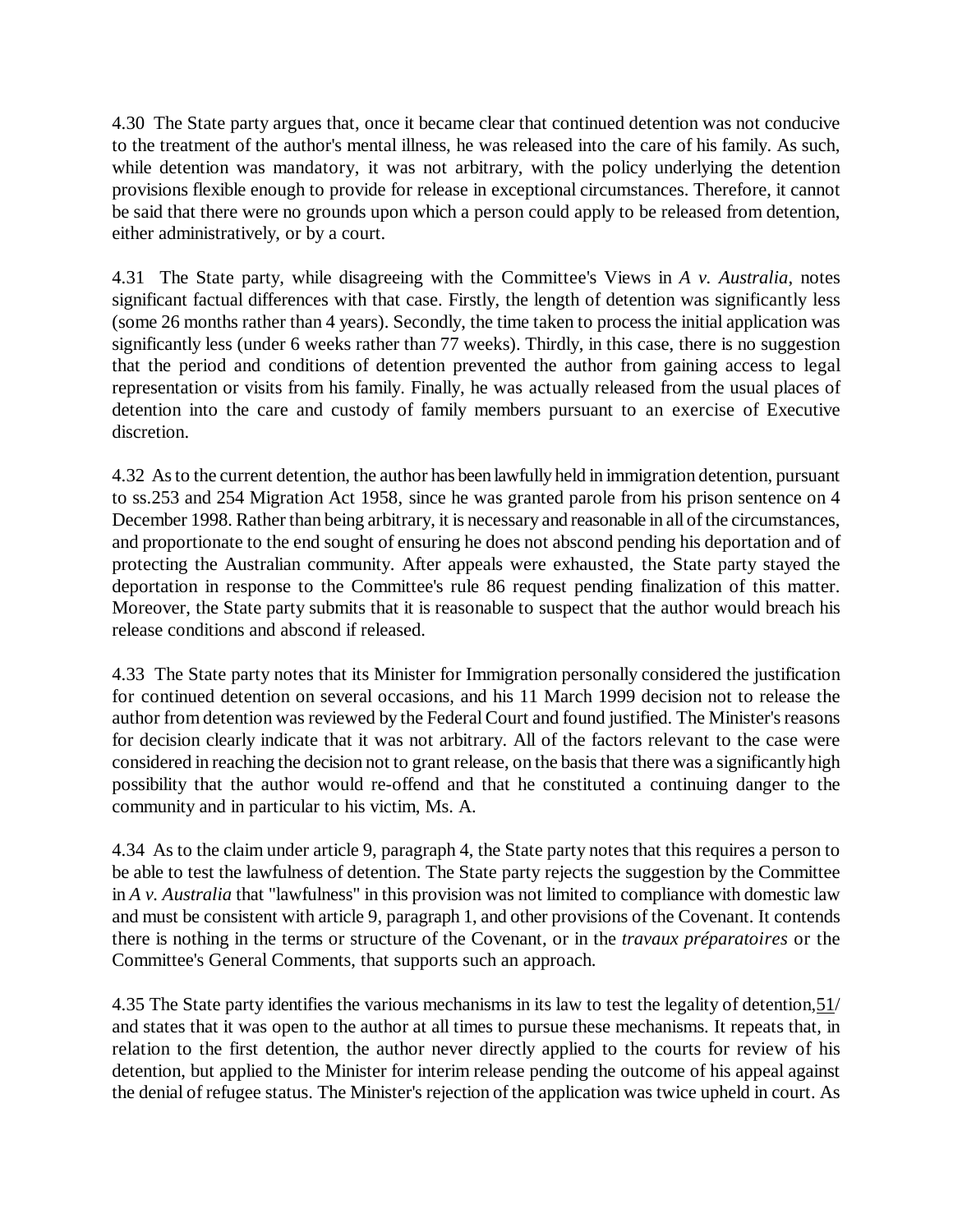4.30 The State party argues that, once it became clear that continued detention was not conducive to the treatment of the author's mental illness, he was released into the care of his family. As such, while detention was mandatory, it was not arbitrary, with the policy underlying the detention provisions flexible enough to provide for release in exceptional circumstances. Therefore, it cannot be said that there were no grounds upon which a person could apply to be released from detention, either administratively, or by a court.

4.31 The State party, while disagreeing with the Committee's Views in *A v. Australia*, notes significant factual differences with that case. Firstly, the length of detention was significantly less (some 26 months rather than 4 years). Secondly, the time taken to process the initial application was significantly less (under 6 weeks rather than 77 weeks). Thirdly, in this case, there is no suggestion that the period and conditions of detention prevented the author from gaining access to legal representation or visits from his family. Finally, he was actually released from the usual places of detention into the care and custody of family members pursuant to an exercise of Executive discretion.

4.32 As to the current detention, the author has been lawfully held in immigration detention, pursuant to ss.253 and 254 Migration Act 1958, since he was granted parole from his prison sentence on 4 December 1998. Rather than being arbitrary, it is necessary and reasonable in all of the circumstances, and proportionate to the end sought of ensuring he does not abscond pending his deportation and of protecting the Australian community. After appeals were exhausted, the State party stayed the deportation in response to the Committee's rule 86 request pending finalization of this matter. Moreover, the State party submits that it is reasonable to suspect that the author would breach his release conditions and abscond if released.

4.33 The State party notes that its Minister for Immigration personally considered the justification for continued detention on several occasions, and his 11 March 1999 decision not to release the author from detention was reviewed by the Federal Court and found justified. The Minister's reasons for decision clearly indicate that it was not arbitrary. All of the factors relevant to the case were considered in reaching the decision not to grant release, on the basis that there was a significantly high possibility that the author would re-offend and that he constituted a continuing danger to the community and in particular to his victim, Ms. A.

4.34 As to the claim under article 9, paragraph 4, the State party notes that this requires a person to be able to test the lawfulness of detention. The State party rejects the suggestion by the Committee in *A v. Australia* that "lawfulness" in this provision was not limited to compliance with domestic law and must be consistent with article 9, paragraph 1, and other provisions of the Covenant. It contends there is nothing in the terms or structure of the Covenant, or in the *travaux préparatoires* or the Committee's General Comments, that supports such an approach.

4.35 The State party identifies the various mechanisms in its law to test the legality of detention,51/ and states that it was open to the author at all times to pursue these mechanisms. It repeats that, in relation to the first detention, the author never directly applied to the courts for review of his detention, but applied to the Minister for interim release pending the outcome of his appeal against the denial of refugee status. The Minister's rejection of the application was twice upheld in court. As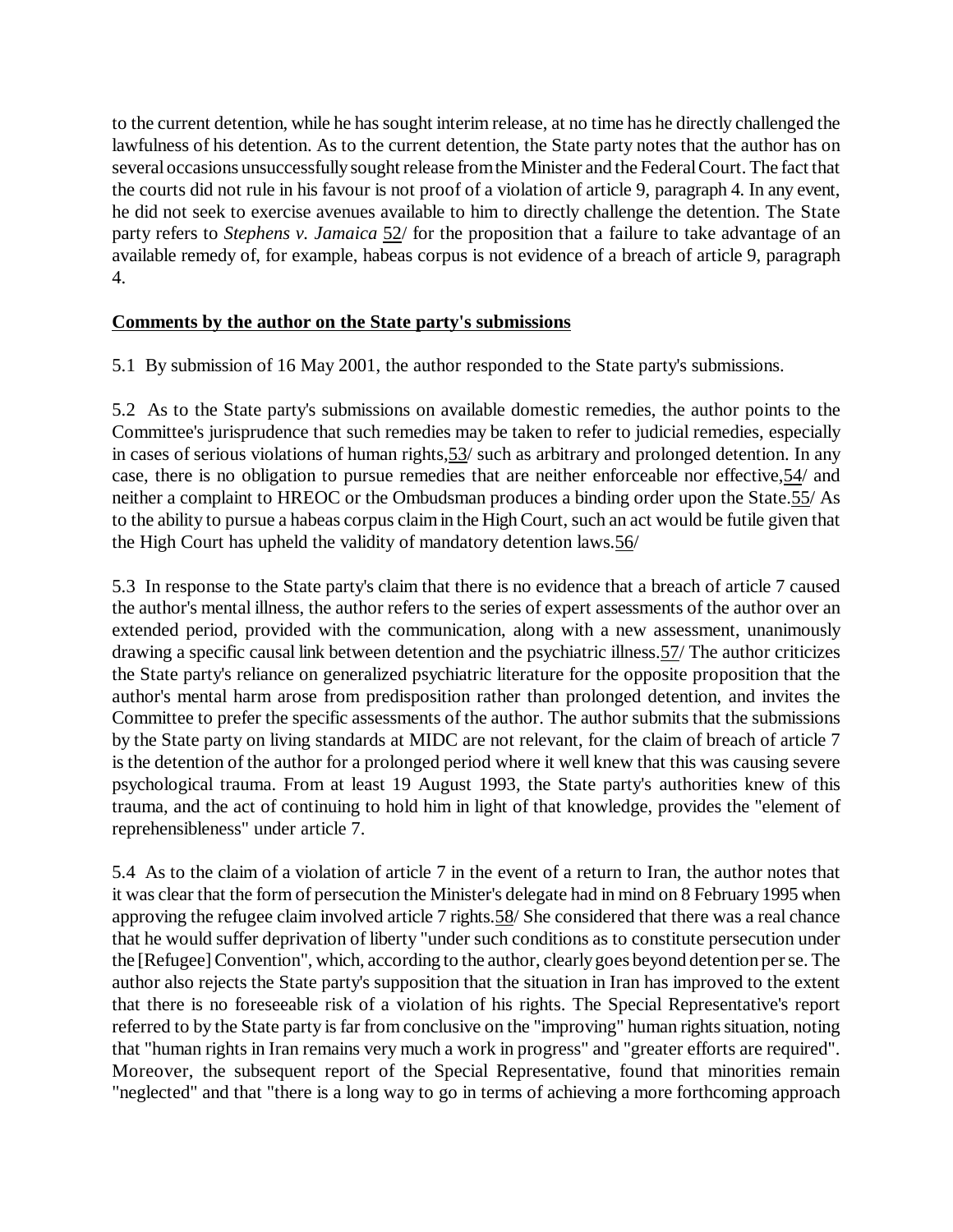to the current detention, while he has sought interim release, at no time has he directly challenged the lawfulness of his detention. As to the current detention, the State party notes that the author has on several occasions unsuccessfully sought release from the Minister and the Federal Court. The fact that the courts did not rule in his favour is not proof of a violation of article 9, paragraph 4. In any event, he did not seek to exercise avenues available to him to directly challenge the detention. The State party refers to *Stephens v. Jamaica* 52/ for the proposition that a failure to take advantage of an available remedy of, for example, habeas corpus is not evidence of a breach of article 9, paragraph 4.

**Comments by the author on the State party's submissions**

5.1 By submission of 16 May 2001, the author responded to the State party's submissions.

5.2 As to the State party's submissions on available domestic remedies, the author points to the Committee's jurisprudence that such remedies may be taken to refer to judicial remedies, especially in cases of serious violations of human rights,53/ such as arbitrary and prolonged detention. In any case, there is no obligation to pursue remedies that are neither enforceable nor effective,54/ and neither a complaint to HREOC or the Ombudsman produces a binding order upon the State.55/ As to the ability to pursue a habeas corpus claim in the High Court, such an act would be futile given that the High Court has upheld the validity of mandatory detention laws.56/

5.3 In response to the State party's claim that there is no evidence that a breach of article 7 caused the author's mental illness, the author refers to the series of expert assessments of the author over an extended period, provided with the communication, along with a new assessment, unanimously drawing a specific causal link between detention and the psychiatric illness.57/ The author criticizes the State party's reliance on generalized psychiatric literature for the opposite proposition that the author's mental harm arose from predisposition rather than prolonged detention, and invites the Committee to prefer the specific assessments of the author. The author submits that the submissions by the State party on living standards at MIDC are not relevant, for the claim of breach of article 7 is the detention of the author for a prolonged period where it well knew that this was causing severe psychological trauma. From at least 19 August 1993, the State party's authorities knew of this trauma, and the act of continuing to hold him in light of that knowledge, provides the "element of reprehensibleness" under article 7.

5.4 As to the claim of a violation of article 7 in the event of a return to Iran, the author notes that it was clear that the form of persecution the Minister's delegate had in mind on 8 February 1995 when approving the refugee claim involved article 7 rights.58/ She considered that there was a real chance that he would suffer deprivation of liberty "under such conditions as to constitute persecution under the [Refugee] Convention", which, according to the author, clearly goes beyond detention per se. The author also rejects the State party's supposition that the situation in Iran has improved to the extent that there is no foreseeable risk of a violation of his rights. The Special Representative's report referred to by the State party is far from conclusive on the "improving" human rights situation, noting that "human rights in Iran remains very much a work in progress" and "greater efforts are required". Moreover, the subsequent report of the Special Representative, found that minorities remain "neglected" and that "there is a long way to go in terms of achieving a more forthcoming approach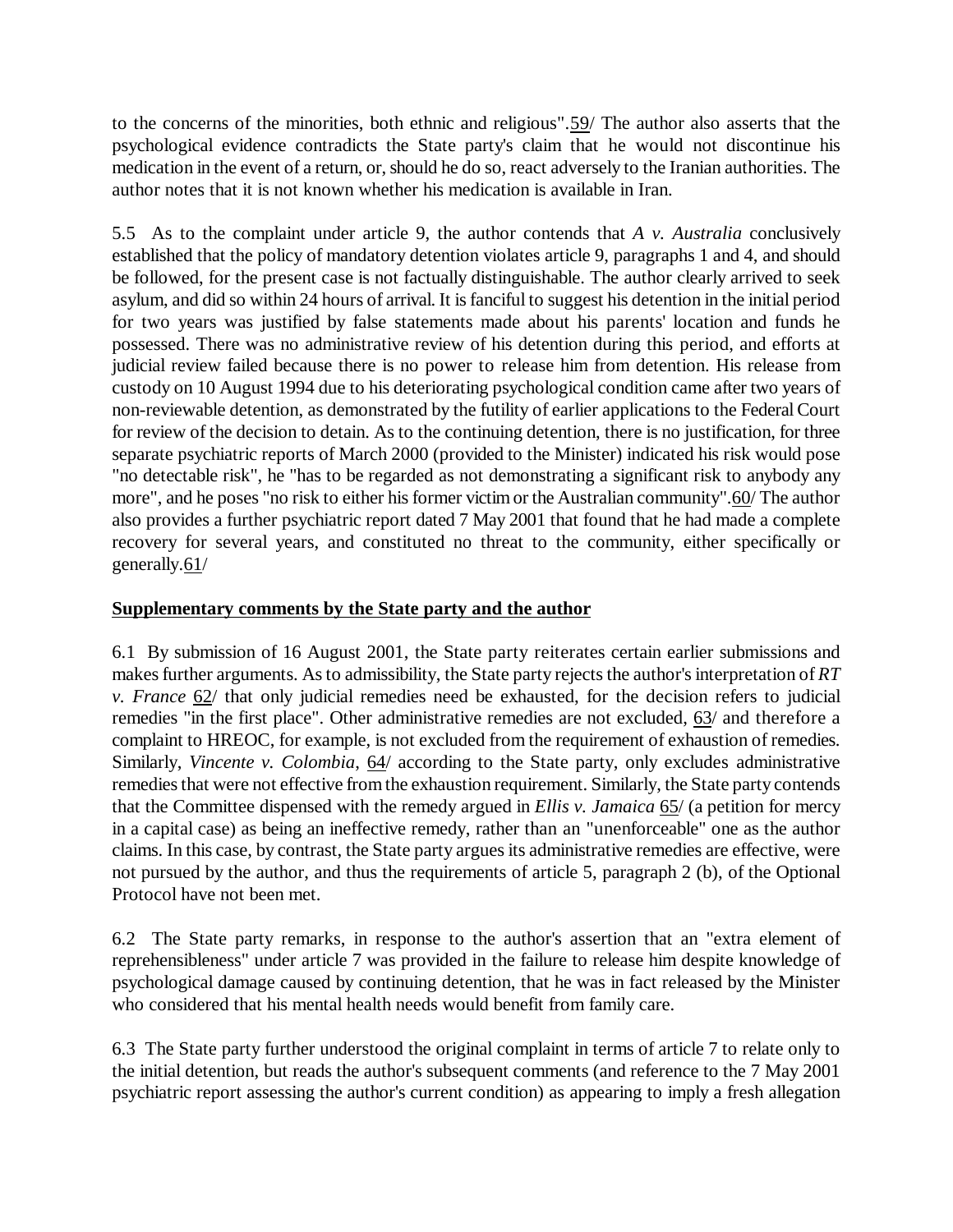to the concerns of the minorities, both ethnic and religious".59/ The author also asserts that the psychological evidence contradicts the State party's claim that he would not discontinue his medication in the event of a return, or, should he do so, react adversely to the Iranian authorities. The author notes that it is not known whether his medication is available in Iran.

5.5 As to the complaint under article 9, the author contends that *A v. Australia* conclusively established that the policy of mandatory detention violates article 9, paragraphs 1 and 4, and should be followed, for the present case is not factually distinguishable. The author clearly arrived to seek asylum, and did so within 24 hours of arrival. It is fanciful to suggest his detention in the initial period for two years was justified by false statements made about his parents' location and funds he possessed. There was no administrative review of his detention during this period, and efforts at judicial review failed because there is no power to release him from detention. His release from custody on 10 August 1994 due to his deteriorating psychological condition came after two years of non-reviewable detention, as demonstrated by the futility of earlier applications to the Federal Court for review of the decision to detain. As to the continuing detention, there is no justification, for three separate psychiatric reports of March 2000 (provided to the Minister) indicated his risk would pose "no detectable risk", he "has to be regarded as not demonstrating a significant risk to anybody any more", and he poses "no risk to either his former victim or the Australian community".60/ The author also provides a further psychiatric report dated 7 May 2001 that found that he had made a complete recovery for several years, and constituted no threat to the community, either specifically or generally.61/

**Supplementary comments by the State party and the author**

6.1 By submission of 16 August 2001, the State party reiterates certain earlier submissions and makes further arguments. As to admissibility, the State party rejects the author's interpretation of *RT v. France* 62/ that only judicial remedies need be exhausted, for the decision refers to judicial remedies "in the first place". Other administrative remedies are not excluded, 63/ and therefore a complaint to HREOC, for example, is not excluded from the requirement of exhaustion of remedies. Similarly, *Vincente v. Colombia*, 64/ according to the State party, only excludes administrative remedies that were not effective from the exhaustion requirement. Similarly, the State party contends that the Committee dispensed with the remedy argued in *Ellis v. Jamaica* 65/ (a petition for mercy in a capital case) as being an ineffective remedy, rather than an "unenforceable" one as the author claims. In this case, by contrast, the State party argues its administrative remedies are effective, were not pursued by the author, and thus the requirements of article 5, paragraph 2 (b), of the Optional Protocol have not been met.

6.2 The State party remarks, in response to the author's assertion that an "extra element of reprehensibleness" under article 7 was provided in the failure to release him despite knowledge of psychological damage caused by continuing detention, that he was in fact released by the Minister who considered that his mental health needs would benefit from family care.

6.3 The State party further understood the original complaint in terms of article 7 to relate only to the initial detention, but reads the author's subsequent comments (and reference to the 7 May 2001 psychiatric report assessing the author's current condition) as appearing to imply a fresh allegation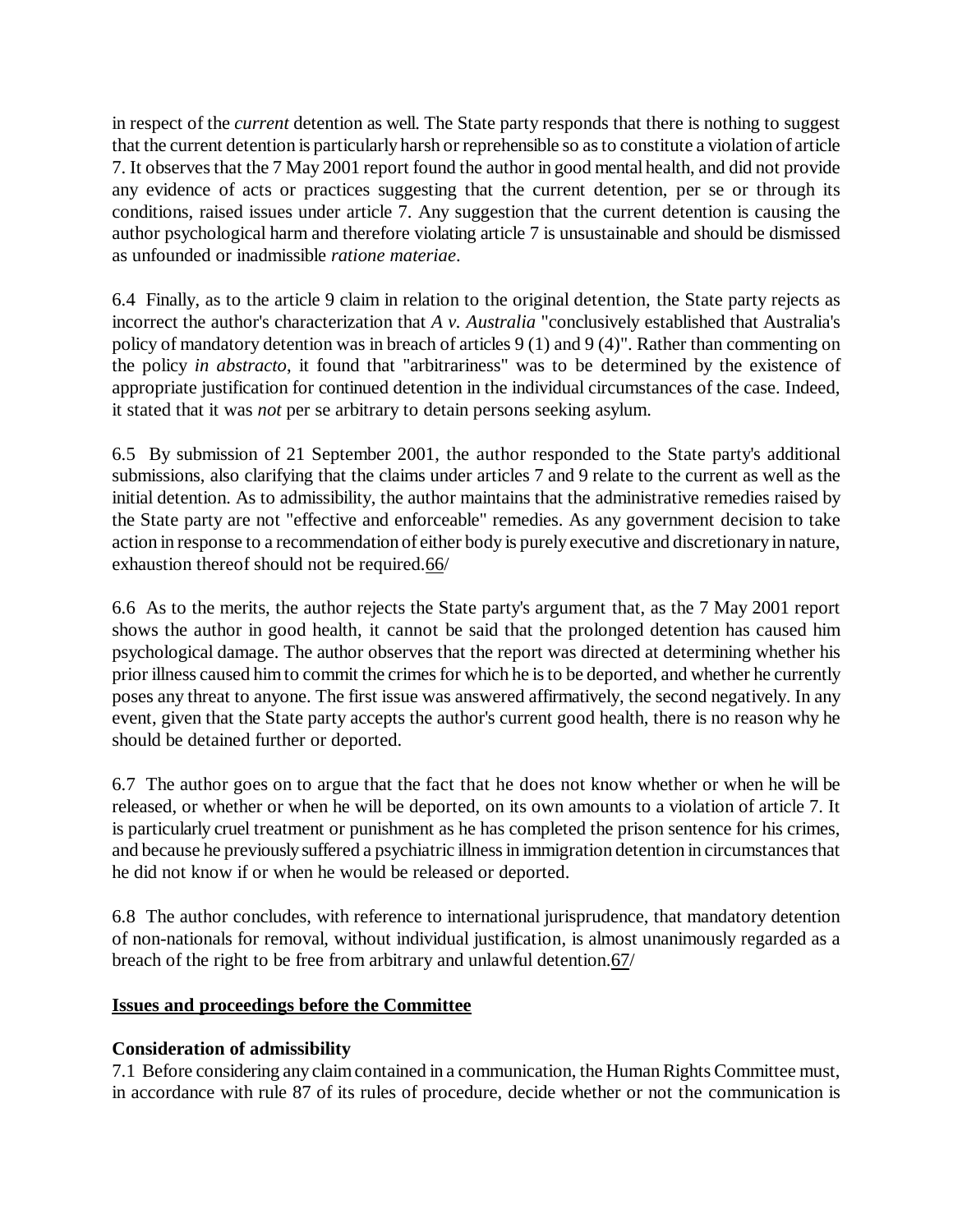in respect of the *current* detention as well. The State party responds that there is nothing to suggest that the current detention is particularly harsh or reprehensible so as to constitute a violation of article 7. It observes that the 7 May 2001 report found the author in good mental health, and did not provide any evidence of acts or practices suggesting that the current detention, per se or through its conditions, raised issues under article 7. Any suggestion that the current detention is causing the author psychological harm and therefore violating article 7 is unsustainable and should be dismissed as unfounded or inadmissible *ratione materiae*.

6.4 Finally, as to the article 9 claim in relation to the original detention, the State party rejects as incorrect the author's characterization that *A v. Australia* "conclusively established that Australia's policy of mandatory detention was in breach of articles 9 (1) and 9 (4)". Rather than commenting on the policy *in abstracto*, it found that "arbitrariness" was to be determined by the existence of appropriate justification for continued detention in the individual circumstances of the case. Indeed, it stated that it was *not* per se arbitrary to detain persons seeking asylum.

6.5 By submission of 21 September 2001, the author responded to the State party's additional submissions, also clarifying that the claims under articles 7 and 9 relate to the current as well as the initial detention. As to admissibility, the author maintains that the administrative remedies raised by the State party are not "effective and enforceable" remedies. As any government decision to take action in response to a recommendation of either body is purely executive and discretionary in nature, exhaustion thereof should not be required.66/

6.6 As to the merits, the author rejects the State party's argument that, as the 7 May 2001 report shows the author in good health, it cannot be said that the prolonged detention has caused him psychological damage. The author observes that the report was directed at determining whether his prior illness caused him to commit the crimes for which he is to be deported, and whether he currently poses any threat to anyone. The first issue was answered affirmatively, the second negatively. In any event, given that the State party accepts the author's current good health, there is no reason why he should be detained further or deported.

6.7 The author goes on to argue that the fact that he does not know whether or when he will be released, or whether or when he will be deported, on its own amounts to a violation of article 7. It is particularly cruel treatment or punishment as he has completed the prison sentence for his crimes, and because he previously suffered a psychiatric illness in immigration detention in circumstances that he did not know if or when he would be released or deported.

6.8 The author concludes, with reference to international jurisprudence, that mandatory detention of non-nationals for removal, without individual justification, is almost unanimously regarded as a breach of the right to be free from arbitrary and unlawful detention.67/

**Issues and proceedings before the Committee**

**Consideration of admissibility**

7.1 Before considering any claim contained in a communication, the Human Rights Committee must, in accordance with rule 87 of its rules of procedure, decide whether or not the communication is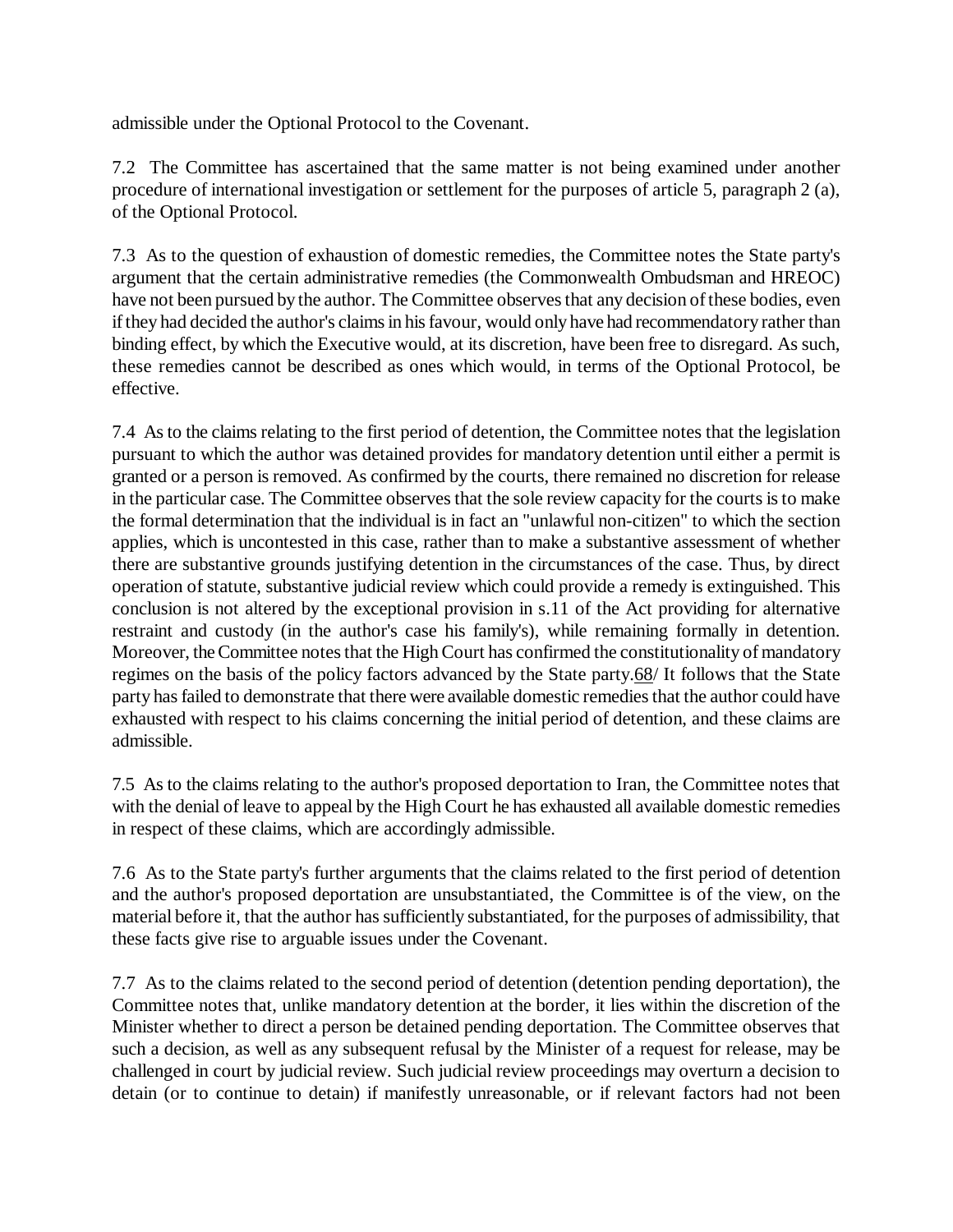admissible under the Optional Protocol to the Covenant.

7.2 The Committee has ascertained that the same matter is not being examined under another procedure of international investigation or settlement for the purposes of article 5, paragraph 2 (a), of the Optional Protocol.

7.3 As to the question of exhaustion of domestic remedies, the Committee notes the State party's argument that the certain administrative remedies (the Commonwealth Ombudsman and HREOC) have not been pursued by the author. The Committee observes that any decision of these bodies, even if they had decided the author's claims in his favour, would only have had recommendatory rather than binding effect, by which the Executive would, at its discretion, have been free to disregard. As such, these remedies cannot be described as ones which would, in terms of the Optional Protocol, be effective.

7.4 As to the claims relating to the first period of detention, the Committee notes that the legislation pursuant to which the author was detained provides for mandatory detention until either a permit is granted or a person is removed. As confirmed by the courts, there remained no discretion for release in the particular case. The Committee observes that the sole review capacity for the courts is to make the formal determination that the individual is in fact an "unlawful non-citizen" to which the section applies, which is uncontested in this case, rather than to make a substantive assessment of whether there are substantive grounds justifying detention in the circumstances of the case. Thus, by direct operation of statute, substantive judicial review which could provide a remedy is extinguished. This conclusion is not altered by the exceptional provision in s.11 of the Act providing for alternative restraint and custody (in the author's case his family's), while remaining formally in detention. Moreover, the Committee notes that the High Court has confirmed the constitutionality of mandatory regimes on the basis of the policy factors advanced by the State party.68/ It follows that the State party has failed to demonstrate that there were available domestic remedies that the author could have exhausted with respect to his claims concerning the initial period of detention, and these claims are admissible.

7.5 As to the claims relating to the author's proposed deportation to Iran, the Committee notes that with the denial of leave to appeal by the High Court he has exhausted all available domestic remedies in respect of these claims, which are accordingly admissible.

7.6 As to the State party's further arguments that the claims related to the first period of detention and the author's proposed deportation are unsubstantiated, the Committee is of the view, on the material before it, that the author has sufficiently substantiated, for the purposes of admissibility, that these facts give rise to arguable issues under the Covenant.

7.7 As to the claims related to the second period of detention (detention pending deportation), the Committee notes that, unlike mandatory detention at the border, it lies within the discretion of the Minister whether to direct a person be detained pending deportation. The Committee observes that such a decision, as well as any subsequent refusal by the Minister of a request for release, may be challenged in court by judicial review. Such judicial review proceedings may overturn a decision to detain (or to continue to detain) if manifestly unreasonable, or if relevant factors had not been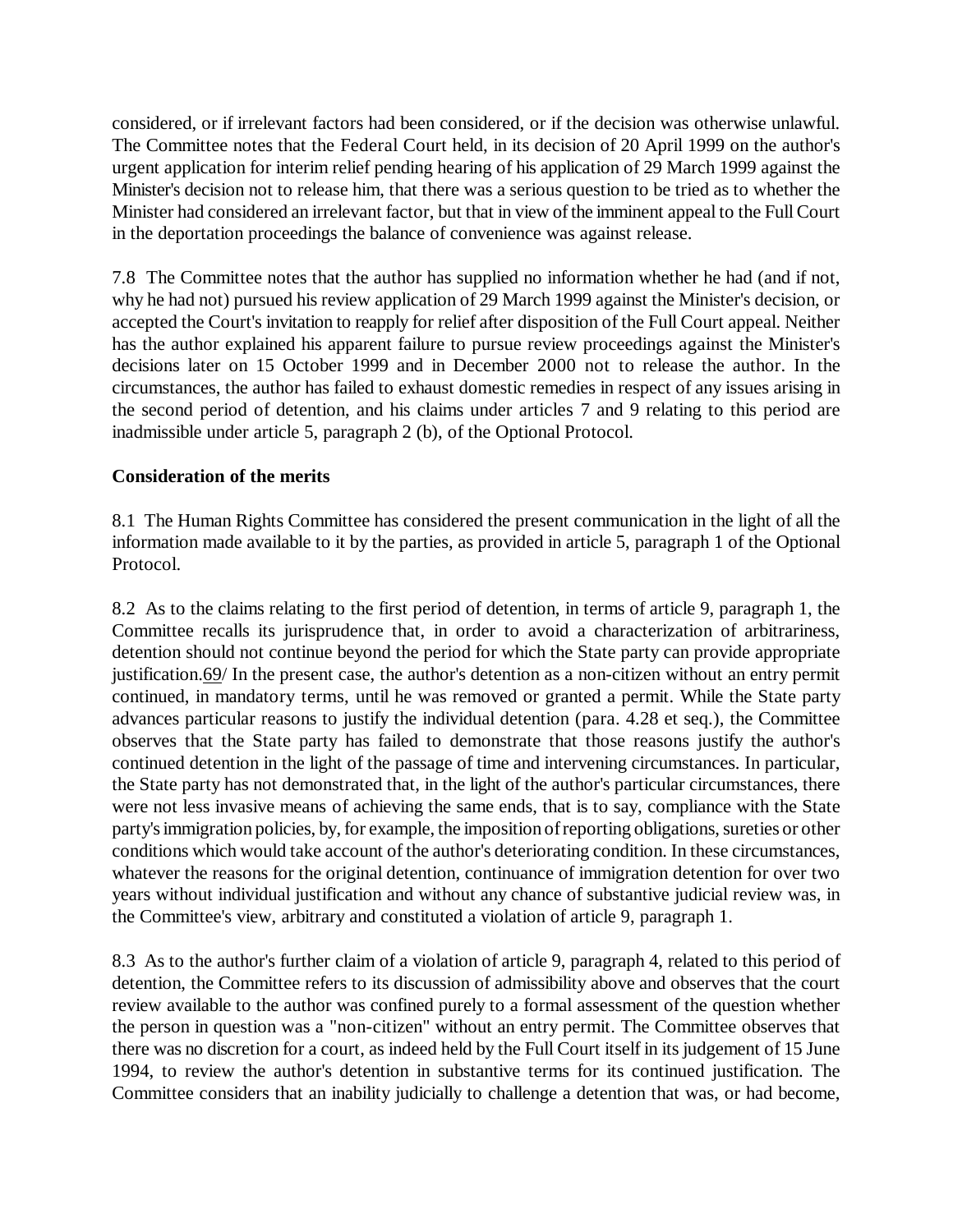considered, or if irrelevant factors had been considered, or if the decision was otherwise unlawful. The Committee notes that the Federal Court held, in its decision of 20 April 1999 on the author's urgent application for interim relief pending hearing of his application of 29 March 1999 against the Minister's decision not to release him, that there was a serious question to be tried as to whether the Minister had considered an irrelevant factor, but that in view of the imminent appeal to the Full Court in the deportation proceedings the balance of convenience was against release.

7.8 The Committee notes that the author has supplied no information whether he had (and if not, why he had not) pursued his review application of 29 March 1999 against the Minister's decision, or accepted the Court's invitation to reapply for relief after disposition of the Full Court appeal. Neither has the author explained his apparent failure to pursue review proceedings against the Minister's decisions later on 15 October 1999 and in December 2000 not to release the author. In the circumstances, the author has failed to exhaust domestic remedies in respect of any issues arising in the second period of detention, and his claims under articles 7 and 9 relating to this period are inadmissible under article 5, paragraph 2 (b), of the Optional Protocol.

**Consideration of the merits**

8.1 The Human Rights Committee has considered the present communication in the light of all the information made available to it by the parties, as provided in article 5, paragraph 1 of the Optional Protocol.

8.2 As to the claims relating to the first period of detention, in terms of article 9, paragraph 1, the Committee recalls its jurisprudence that, in order to avoid a characterization of arbitrariness, detention should not continue beyond the period for which the State party can provide appropriate justification.69/ In the present case, the author's detention as a non-citizen without an entry permit continued, in mandatory terms, until he was removed or granted a permit. While the State party advances particular reasons to justify the individual detention (para. 4.28 et seq.), the Committee observes that the State party has failed to demonstrate that those reasons justify the author's continued detention in the light of the passage of time and intervening circumstances. In particular, the State party has not demonstrated that, in the light of the author's particular circumstances, there were not less invasive means of achieving the same ends, that is to say, compliance with the State party's immigration policies, by, for example, the imposition of reporting obligations, sureties or other conditions which would take account of the author's deteriorating condition. In these circumstances, whatever the reasons for the original detention, continuance of immigration detention for over two years without individual justification and without any chance of substantive judicial review was, in the Committee's view, arbitrary and constituted a violation of article 9, paragraph 1.

8.3 As to the author's further claim of a violation of article 9, paragraph 4, related to this period of detention, the Committee refers to its discussion of admissibility above and observes that the court review available to the author was confined purely to a formal assessment of the question whether the person in question was a "non-citizen" without an entry permit. The Committee observes that there was no discretion for a court, as indeed held by the Full Court itself in its judgement of 15 June 1994, to review the author's detention in substantive terms for its continued justification. The Committee considers that an inability judicially to challenge a detention that was, or had become,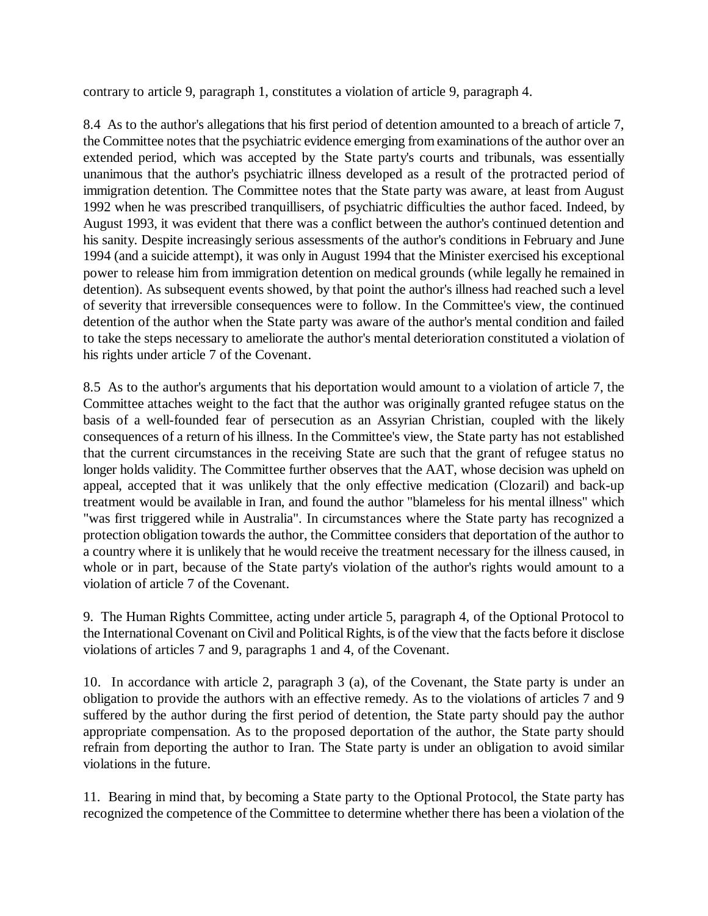contrary to article 9, paragraph 1, constitutes a violation of article 9, paragraph 4.

8.4 As to the author's allegations that his first period of detention amounted to a breach of article 7, the Committee notes that the psychiatric evidence emerging from examinations of the author over an extended period, which was accepted by the State party's courts and tribunals, was essentially unanimous that the author's psychiatric illness developed as a result of the protracted period of immigration detention. The Committee notes that the State party was aware, at least from August 1992 when he was prescribed tranquillisers, of psychiatric difficulties the author faced. Indeed, by August 1993, it was evident that there was a conflict between the author's continued detention and his sanity. Despite increasingly serious assessments of the author's conditions in February and June 1994 (and a suicide attempt), it was only in August 1994 that the Minister exercised his exceptional power to release him from immigration detention on medical grounds (while legally he remained in detention). As subsequent events showed, by that point the author's illness had reached such a level of severity that irreversible consequences were to follow. In the Committee's view, the continued detention of the author when the State party was aware of the author's mental condition and failed to take the steps necessary to ameliorate the author's mental deterioration constituted a violation of his rights under article 7 of the Covenant.

8.5 As to the author's arguments that his deportation would amount to a violation of article 7, the Committee attaches weight to the fact that the author was originally granted refugee status on the basis of a well-founded fear of persecution as an Assyrian Christian, coupled with the likely consequences of a return of his illness. In the Committee's view, the State party has not established that the current circumstances in the receiving State are such that the grant of refugee status no longer holds validity. The Committee further observes that the AAT, whose decision was upheld on appeal, accepted that it was unlikely that the only effective medication (Clozaril) and back-up treatment would be available in Iran, and found the author "blameless for his mental illness" which "was first triggered while in Australia". In circumstances where the State party has recognized a protection obligation towards the author, the Committee considers that deportation of the author to a country where it is unlikely that he would receive the treatment necessary for the illness caused, in whole or in part, because of the State party's violation of the author's rights would amount to a violation of article 7 of the Covenant.

9. The Human Rights Committee, acting under article 5, paragraph 4, of the Optional Protocol to the International Covenant on Civil and Political Rights, is of the view that the facts before it disclose violations of articles 7 and 9, paragraphs 1 and 4, of the Covenant.

10. In accordance with article 2, paragraph 3 (a), of the Covenant, the State party is under an obligation to provide the authors with an effective remedy. As to the violations of articles 7 and 9 suffered by the author during the first period of detention, the State party should pay the author appropriate compensation. As to the proposed deportation of the author, the State party should refrain from deporting the author to Iran. The State party is under an obligation to avoid similar violations in the future.

11. Bearing in mind that, by becoming a State party to the Optional Protocol, the State party has recognized the competence of the Committee to determine whether there has been a violation of the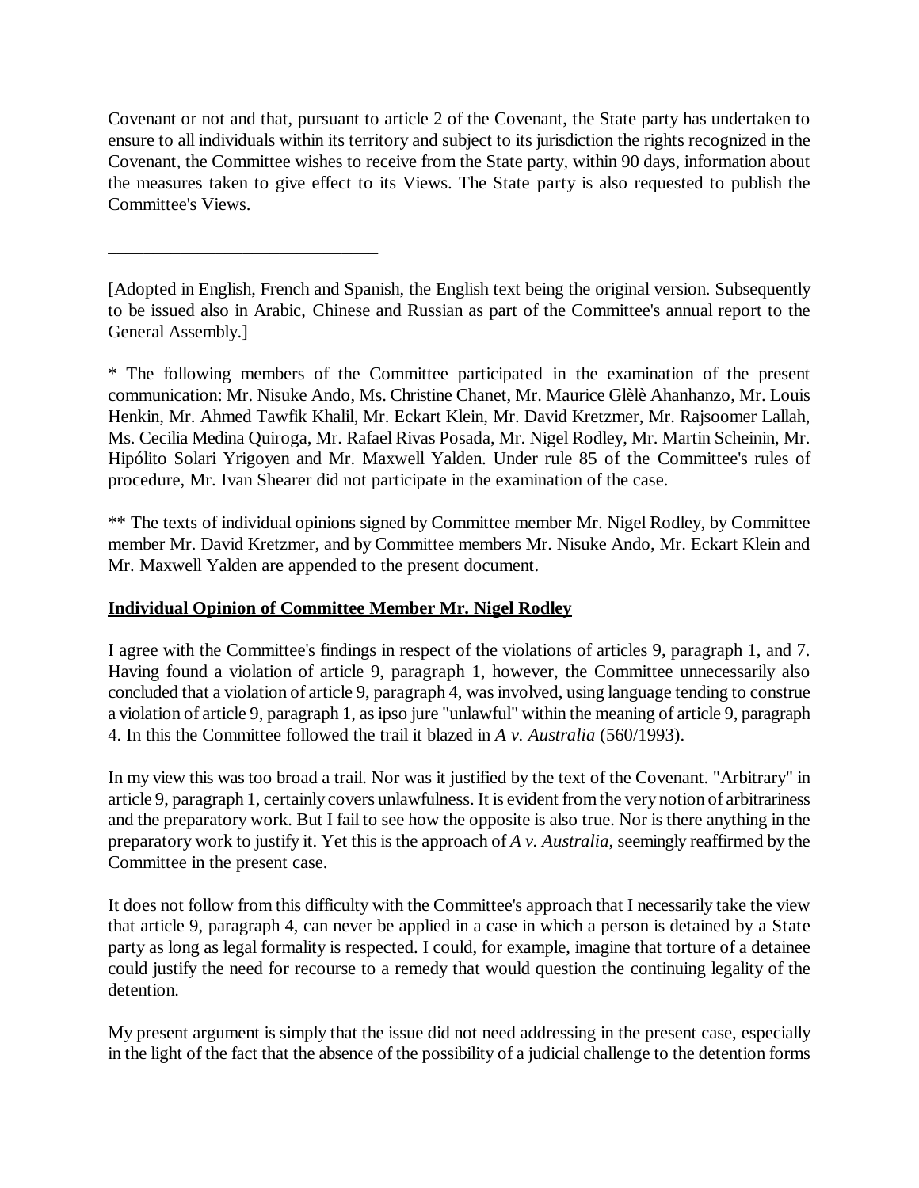Covenant or not and that, pursuant to article 2 of the Covenant, the State party has undertaken to ensure to all individuals within its territory and subject to its jurisdiction the rights recognized in the Covenant, the Committee wishes to receive from the State party, within 90 days, information about the measures taken to give effect to its Views. The State party is also requested to publish the Committee's Views.

______________________________

[Adopted in English, French and Spanish, the English text being the original version. Subsequently to be issued also in Arabic, Chinese and Russian as part of the Committee's annual report to the General Assembly.]

* The following members of the Committee participated in the examination of the present communication: Mr. Nisuke Ando, Ms. Christine Chanet, Mr. Maurice Glèlè Ahanhanzo, Mr. Louis Henkin, Mr. Ahmed Tawfik Khalil, Mr. Eckart Klein, Mr. David Kretzmer, Mr. Rajsoomer Lallah, Ms. Cecilia Medina Quiroga, Mr. Rafael Rivas Posada, Mr. Nigel Rodley, Mr. Martin Scheinin, Mr. Hipólito Solari Yrigoyen and Mr. Maxwell Yalden. Under rule 85 of the Committee's rules of procedure, Mr. Ivan Shearer did not participate in the examination of the case.

** The texts of individual opinions signed by Committee member Mr. Nigel Rodley, by Committee member Mr. David Kretzmer, and by Committee members Mr. Nisuke Ando, Mr. Eckart Klein and Mr. Maxwell Yalden are appended to the present document.

## Individual Opinion of Committee Member Mr. Nigel Rodley

I agree with the Committee's findings in respect of the violations of articles 9, paragraph 1, and 7. Having found a violation of article 9, paragraph 1, however, the Committee unnecessarily also concluded that a violation of article 9, paragraph 4, was involved, using language tending to construe a violation of article 9, paragraph 1, as ipso jure "unlawful" within the meaning of article 9, paragraph 4. In this the Committee followed the trail it blazed in *A v. Australia* (560/1993).

In my view this was too broad a trail. Nor was it justified by the text of the Covenant. "Arbitrary" in article 9, paragraph 1, certainly covers unlawfulness. It is evident from the very notion of arbitrariness and the preparatory work. But I fail to see how the opposite is also true. Nor is there anything in the preparatory work to justify it. Yet this is the approach of *A v. Australia*, seemingly reaffirmed by the Committee in the present case.

It does not follow from this difficulty with the Committee's approach that I necessarily take the view that article 9, paragraph 4, can never be applied in a case in which a person is detained by a State party as long as legal formality is respected. I could, for example, imagine that torture of a detainee could justify the need for recourse to a remedy that would question the continuing legality of the detention.

My present argument is simply that the issue did not need addressing in the present case, especially in the light of the fact that the absence of the possibility of a judicial challenge to the detention forms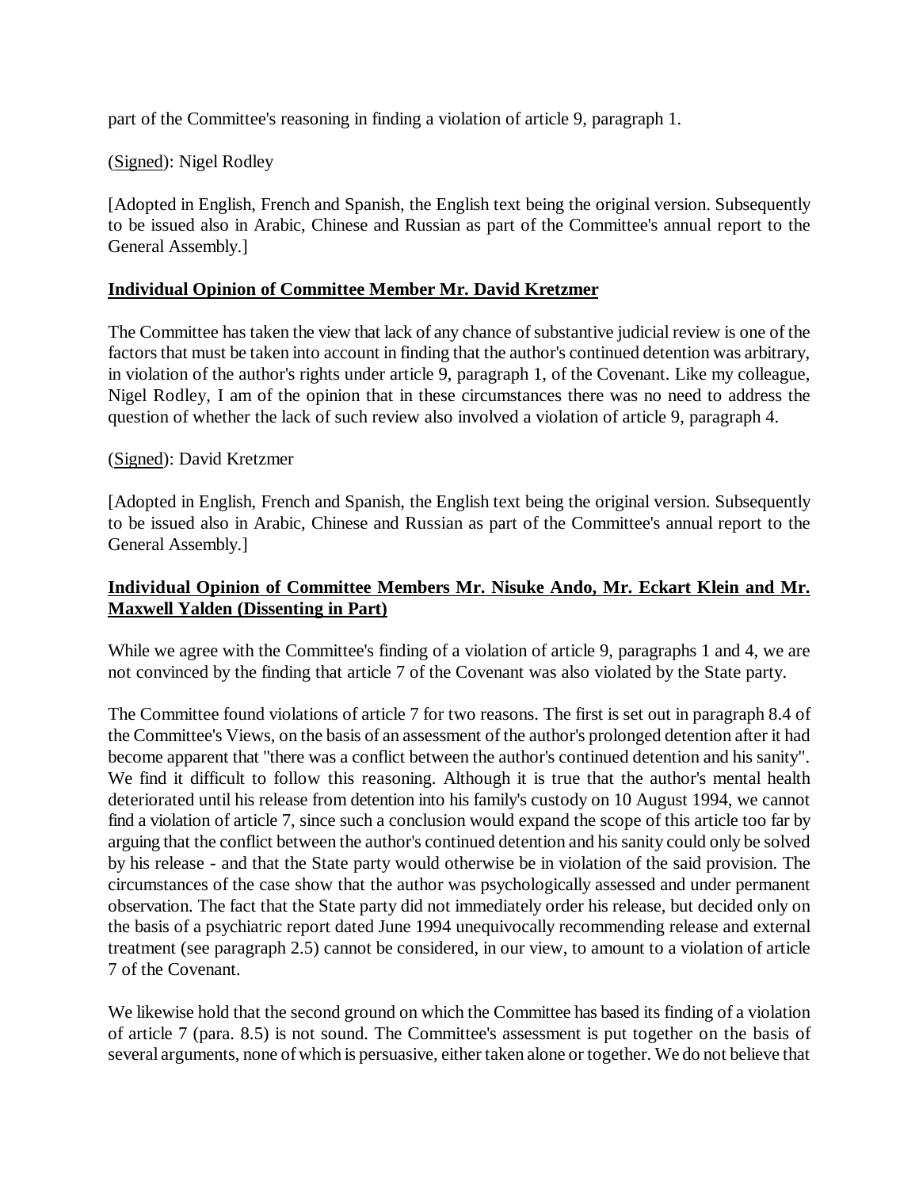part of the Committee's reasoning in finding a violation of article 9, paragraph 1.

(Signed): Nigel Rodley

[Adopted in English, French and Spanish, the English text being the original version. Subsequently to be issued also in Arabic, Chinese and Russian as part of the Committee's annual report to the General Assembly.]

**Individual Opinion of Committee Member Mr. David Kretzmer**

The Committee has taken the view that lack of any chance of substantive judicial review is one of the factors that must be taken into account in finding that the author's continued detention was arbitrary, in violation of the author's rights under article 9, paragraph 1, of the Covenant. Like my colleague, Nigel Rodley, I am of the opinion that in these circumstances there was no need to address the question of whether the lack of such review also involved a violation of article 9, paragraph 4.

(Signed): David Kretzmer

[Adopted in English, French and Spanish, the English text being the original version. Subsequently to be issued also in Arabic, Chinese and Russian as part of the Committee's annual report to the General Assembly.]

**Individual Opinion of Committee Members Mr. Nisuke Ando, Mr. Eckart Klein and Mr. Maxwell Yalden (Dissenting in Part)**

While we agree with the Committee's finding of a violation of article 9, paragraphs 1 and 4, we are not convinced by the finding that article 7 of the Covenant was also violated by the State party.

The Committee found violations of article 7 for two reasons. The first is set out in paragraph 8.4 of the Committee's Views, on the basis of an assessment of the author's prolonged detention after it had become apparent that "there was a conflict between the author's continued detention and his sanity". We find it difficult to follow this reasoning. Although it is true that the author's mental health deteriorated until his release from detention into his family's custody on 10 August 1994, we cannot find a violation of article 7, since such a conclusion would expand the scope of this article too far by arguing that the conflict between the author's continued detention and his sanity could only be solved by his release - and that the State party would otherwise be in violation of the said provision. The circumstances of the case show that the author was psychologically assessed and under permanent observation. The fact that the State party did not immediately order his release, but decided only on the basis of a psychiatric report dated June 1994 unequivocally recommending release and external treatment (see paragraph 2.5) cannot be considered, in our view, to amount to a violation of article 7 of the Covenant.

We likewise hold that the second ground on which the Committee has based its finding of a violation of article 7 (para. 8.5) is not sound. The Committee's assessment is put together on the basis of several arguments, none of which is persuasive, either taken alone or together. We do not believe that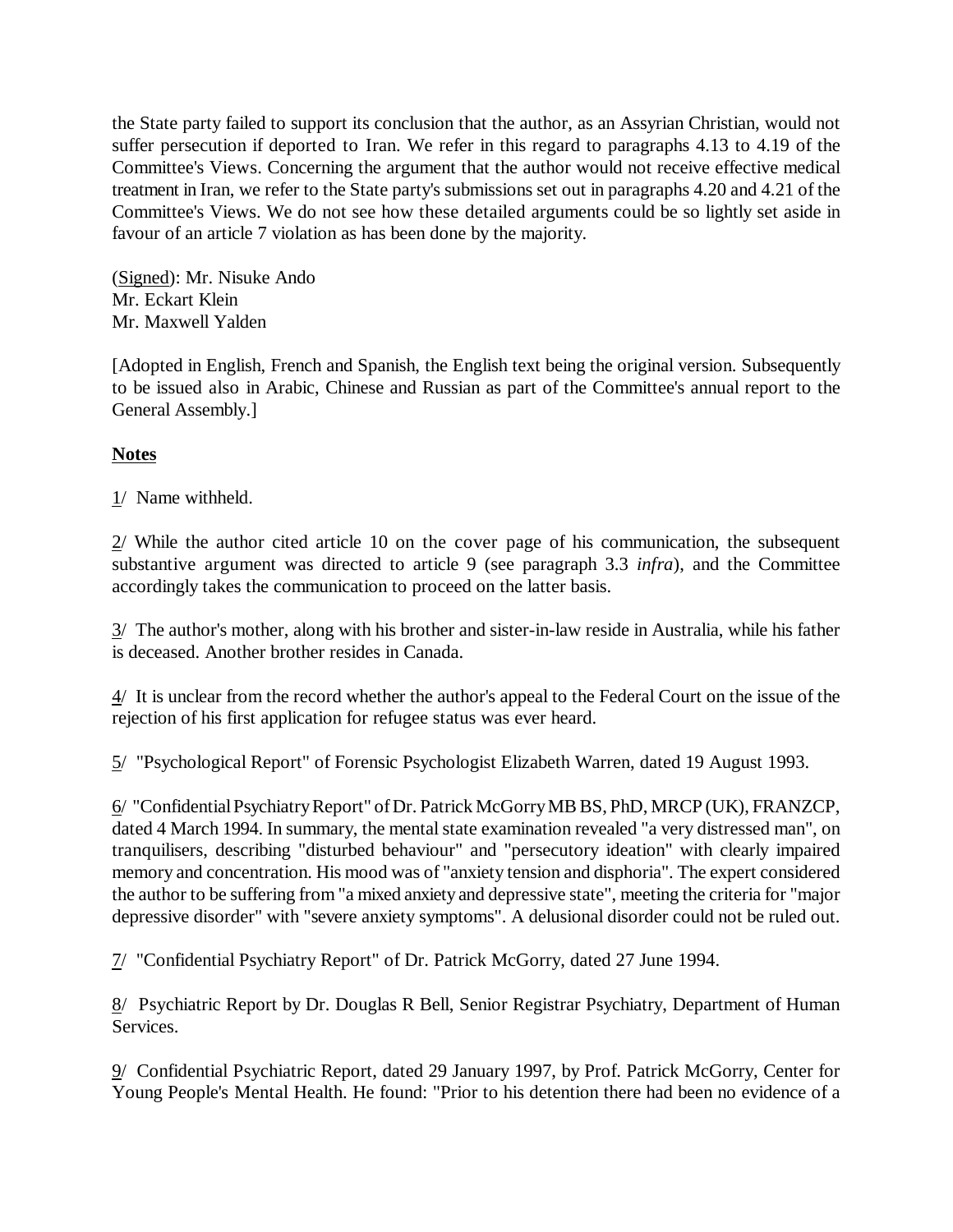the State party failed to support its conclusion that the author, as an Assyrian Christian, would not suffer persecution if deported to Iran. We refer in this regard to paragraphs 4.13 to 4.19 of the Committee's Views. Concerning the argument that the author would not receive effective medical treatment in Iran, we refer to the State party's submissions set out in paragraphs 4.20 and 4.21 of the Committee's Views. We do not see how these detailed arguments could be so lightly set aside in favour of an article 7 violation as has been done by the majority.

(Signed): Mr. Nisuke Ando
Mr. Eckart Klein
Mr. Maxwell Yalden

[Adopted in English, French and Spanish, the English text being the original version. Subsequently to be issued also in Arabic, Chinese and Russian as part of the Committee's annual report to the General Assembly.]

**Notes**

1/ Name withheld.

2/ While the author cited article 10 on the cover page of his communication, the subsequent substantive argument was directed to article 9 (see paragraph 3.3 *infra*), and the Committee accordingly takes the communication to proceed on the latter basis.

3/ The author's mother, along with his brother and sister-in-law reside in Australia, while his father is deceased. Another brother resides in Canada.

4/ It is unclear from the record whether the author's appeal to the Federal Court on the issue of the rejection of his first application for refugee status was ever heard.

5/ "Psychological Report" of Forensic Psychologist Elizabeth Warren, dated 19 August 1993.

6/ "Confidential Psychiatry Report" of Dr. Patrick McGorry MB BS, PhD, MRCP (UK), FRANZCP, dated 4 March 1994. In summary, the mental state examination revealed "a very distressed man", on tranquilisers, describing "disturbed behaviour" and "persecutory ideation" with clearly impaired memory and concentration. His mood was of "anxiety tension and disphoria". The expert considered the author to be suffering from "a mixed anxiety and depressive state", meeting the criteria for "major depressive disorder" with "severe anxiety symptoms". A delusional disorder could not be ruled out.

7/ "Confidential Psychiatry Report" of Dr. Patrick McGorry, dated 27 June 1994.

8/ Psychiatric Report by Dr. Douglas R Bell, Senior Registrar Psychiatry, Department of Human Services.

9/ Confidential Psychiatric Report, dated 29 January 1997, by Prof. Patrick McGorry, Center for Young People's Mental Health. He found: "Prior to his detention there had been no evidence of a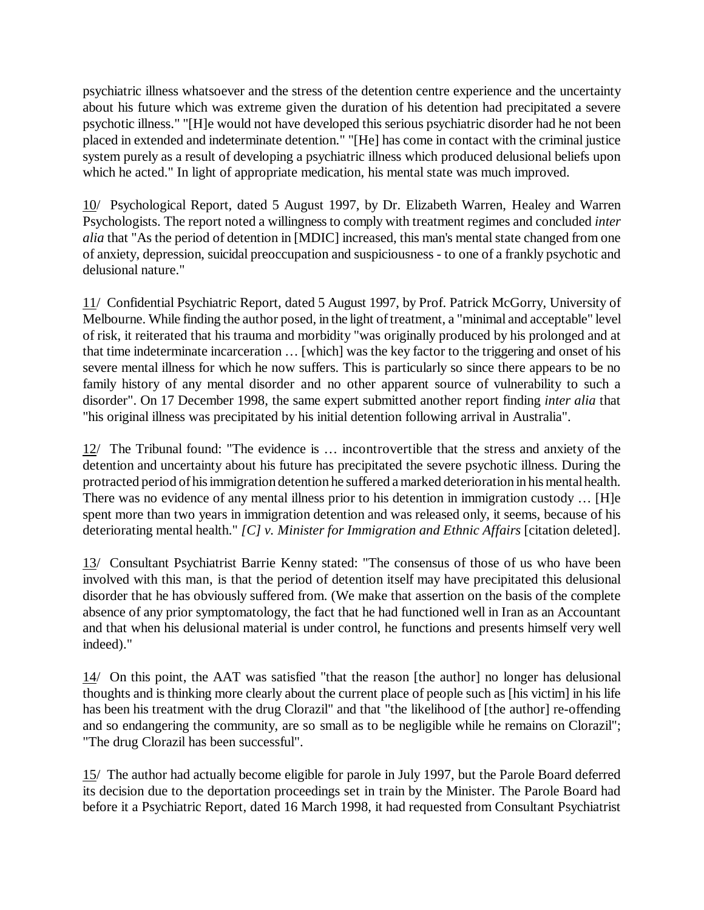psychiatric illness whatsoever and the stress of the detention centre experience and the uncertainty about his future which was extreme given the duration of his detention had precipitated a severe psychotic illness." "[H]e would not have developed this serious psychiatric disorder had he not been placed in extended and indeterminate detention." "[He] has come in contact with the criminal justice system purely as a result of developing a psychiatric illness which produced delusional beliefs upon which he acted." In light of appropriate medication, his mental state was much improved.

10/ Psychological Report, dated 5 August 1997, by Dr. Elizabeth Warren, Healey and Warren Psychologists. The report noted a willingness to comply with treatment regimes and concluded *inter alia* that "As the period of detention in [MDIC] increased, this man's mental state changed from one of anxiety, depression, suicidal preoccupation and suspiciousness - to one of a frankly psychotic and delusional nature."

11/ Confidential Psychiatric Report, dated 5 August 1997, by Prof. Patrick McGorry, University of Melbourne. While finding the author posed, in the light of treatment, a "minimal and acceptable" level of risk, it reiterated that his trauma and morbidity "was originally produced by his prolonged and at that time indeterminate incarceration … [which] was the key factor to the triggering and onset of his severe mental illness for which he now suffers. This is particularly so since there appears to be no family history of any mental disorder and no other apparent source of vulnerability to such a disorder". On 17 December 1998, the same expert submitted another report finding *inter alia* that "his original illness was precipitated by his initial detention following arrival in Australia".

12/ The Tribunal found: "The evidence is … incontrovertible that the stress and anxiety of the detention and uncertainty about his future has precipitated the severe psychotic illness. During the protracted period of his immigration detention he suffered a marked deterioration in his mental health. There was no evidence of any mental illness prior to his detention in immigration custody … [H]e spent more than two years in immigration detention and was released only, it seems, because of his deteriorating mental health." *[C] v. Minister for Immigration and Ethnic Affairs* [citation deleted].

13/ Consultant Psychiatrist Barrie Kenny stated: "The consensus of those of us who have been involved with this man, is that the period of detention itself may have precipitated this delusional disorder that he has obviously suffered from. (We make that assertion on the basis of the complete absence of any prior symptomatology, the fact that he had functioned well in Iran as an Accountant and that when his delusional material is under control, he functions and presents himself very well indeed)."

14/ On this point, the AAT was satisfied "that the reason [the author] no longer has delusional thoughts and is thinking more clearly about the current place of people such as [his victim] in his life has been his treatment with the drug Clorazil" and that "the likelihood of [the author] re-offending and so endangering the community, are so small as to be negligible while he remains on Clorazil"; "The drug Clorazil has been successful".

15/ The author had actually become eligible for parole in July 1997, but the Parole Board deferred its decision due to the deportation proceedings set in train by the Minister. The Parole Board had before it a Psychiatric Report, dated 16 March 1998, it had requested from Consultant Psychiatrist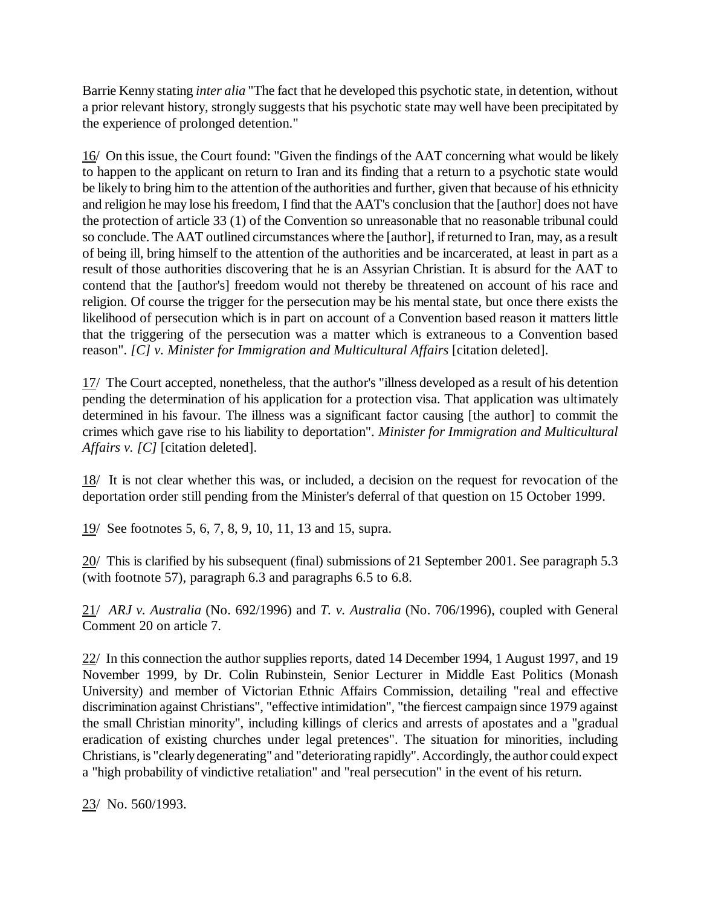Barrie Kenny stating *inter alia* "The fact that he developed this psychotic state, in detention, without a prior relevant history, strongly suggests that his psychotic state may well have been precipitated by the experience of prolonged detention."

16/ On this issue, the Court found: "Given the findings of the AAT concerning what would be likely to happen to the applicant on return to Iran and its finding that a return to a psychotic state would be likely to bring him to the attention of the authorities and further, given that because of his ethnicity and religion he may lose his freedom, I find that the AAT's conclusion that the [author] does not have the protection of article 33 (1) of the Convention so unreasonable that no reasonable tribunal could so conclude. The AAT outlined circumstances where the [author], if returned to Iran, may, as a result of being ill, bring himself to the attention of the authorities and be incarcerated, at least in part as a result of those authorities discovering that he is an Assyrian Christian. It is absurd for the AAT to contend that the [author's] freedom would not thereby be threatened on account of his race and religion. Of course the trigger for the persecution may be his mental state, but once there exists the likelihood of persecution which is in part on account of a Convention based reason it matters little that the triggering of the persecution was a matter which is extraneous to a Convention based reason". *[C] v. Minister for Immigration and Multicultural Affairs* [citation deleted].

17/ The Court accepted, nonetheless, that the author's "illness developed as a result of his detention pending the determination of his application for a protection visa. That application was ultimately determined in his favour. The illness was a significant factor causing [the author] to commit the crimes which gave rise to his liability to deportation". *Minister for Immigration and Multicultural Affairs v. [C]* [citation deleted].

18/ It is not clear whether this was, or included, a decision on the request for revocation of the deportation order still pending from the Minister's deferral of that question on 15 October 1999.

19/ See footnotes 5, 6, 7, 8, 9, 10, 11, 13 and 15, supra.

20/ This is clarified by his subsequent (final) submissions of 21 September 2001. See paragraph 5.3 (with footnote 57), paragraph 6.3 and paragraphs 6.5 to 6.8.

21/ *ARJ v. Australia* (No. 692/1996) and *T. v. Australia* (No. 706/1996), coupled with General Comment 20 on article 7.

22/ In this connection the author supplies reports, dated 14 December 1994, 1 August 1997, and 19 November 1999, by Dr. Colin Rubinstein, Senior Lecturer in Middle East Politics (Monash University) and member of Victorian Ethnic Affairs Commission, detailing "real and effective discrimination against Christians", "effective intimidation", "the fiercest campaign since 1979 against the small Christian minority", including killings of clerics and arrests of apostates and a "gradual eradication of existing churches under legal pretences". The situation for minorities, including Christians, is "clearly degenerating" and "deteriorating rapidly". Accordingly, the author could expect a "high probability of vindictive retaliation" and "real persecution" in the event of his return.

23/ No. 560/1993.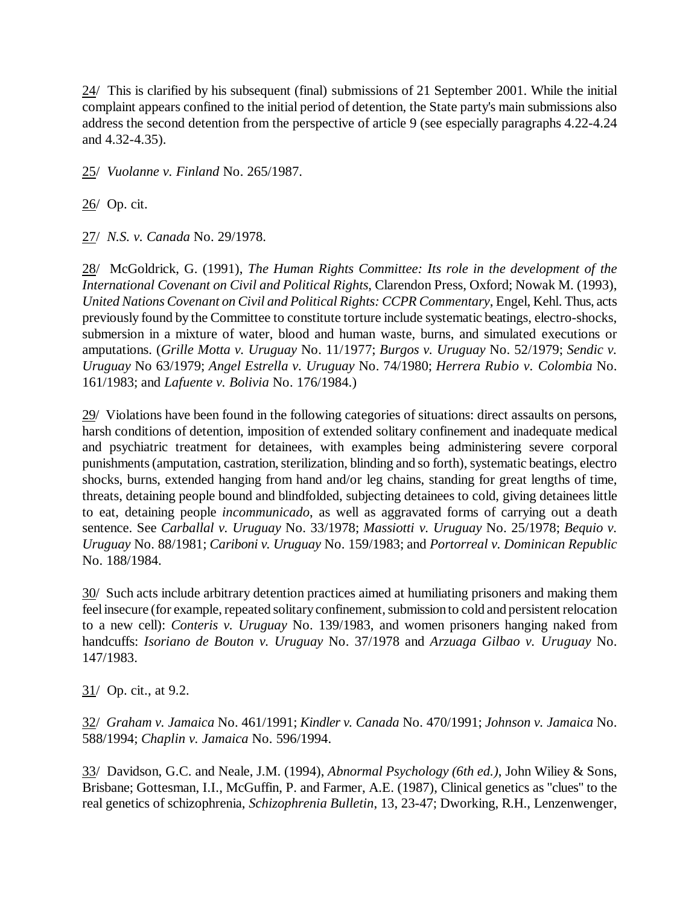24/ This is clarified by his subsequent (final) submissions of 21 September 2001. While the initial complaint appears confined to the initial period of detention, the State party's main submissions also address the second detention from the perspective of article 9 (see especially paragraphs 4.22-4.24 and 4.32-4.35).

25/ *Vuolanne v. Finland* No. 265/1987.

26/ Op. cit.

27/ *N.S. v. Canada* No. 29/1978.

28/ McGoldrick, G. (1991), *The Human Rights Committee: Its role in the development of the International Covenant on Civil and Political Rights*, Clarendon Press, Oxford; Nowak M. (1993), *United Nations Covenant on Civil and Political Rights: CCPR Commentary*, Engel, Kehl. Thus, acts previously found by the Committee to constitute torture include systematic beatings, electro-shocks, submersion in a mixture of water, blood and human waste, burns, and simulated executions or amputations. (*Grille Motta v. Uruguay* No. 11/1977; *Burgos v. Uruguay* No. 52/1979; *Sendic v. Uruguay* No 63/1979; *Angel Estrella v. Uruguay* No. 74/1980; *Herrera Rubio v. Colombia* No. 161/1983; and *Lafuente v. Bolivia* No. 176/1984.)

29/ Violations have been found in the following categories of situations: direct assaults on persons, harsh conditions of detention, imposition of extended solitary confinement and inadequate medical and psychiatric treatment for detainees, with examples being administering severe corporal punishments (amputation, castration, sterilization, blinding and so forth), systematic beatings, electro shocks, burns, extended hanging from hand and/or leg chains, standing for great lengths of time, threats, detaining people bound and blindfolded, subjecting detainees to cold, giving detainees little to eat, detaining people *incommunicado*, as well as aggravated forms of carrying out a death sentence. See *Carballal v. Uruguay* No. 33/1978; *Massiotti v. Uruguay* No. 25/1978; *Bequio v. Uruguay* No. 88/1981; *Cariboni v. Uruguay* No. 159/1983; and *Portorreal v. Dominican Republic* No. 188/1984.

30/ Such acts include arbitrary detention practices aimed at humiliating prisoners and making them feel insecure (for example, repeated solitary confinement, submission to cold and persistent relocation to a new cell): *Conteris v. Uruguay* No. 139/1983, and women prisoners hanging naked from handcuffs: *Isoriano de Bouton v. Uruguay* No. 37/1978 and *Arzuaga Gilbao v. Uruguay* No. 147/1983.

31/ Op. cit., at 9.2.

32/ *Graham v. Jamaica* No. 461/1991; *Kindler v. Canada* No. 470/1991; *Johnson v. Jamaica* No. 588/1994; *Chaplin v. Jamaica* No. 596/1994.

33/ Davidson, G.C. and Neale, J.M. (1994), *Abnormal Psychology (6th ed.)*, John Wiliey & Sons, Brisbane; Gottesman, I.I., McGuffin, P. and Farmer, A.E. (1987), Clinical genetics as "clues" to the real genetics of schizophrenia, *Schizophrenia Bulletin*, 13, 23-47; Dworking, R.H., Lenzenwenger,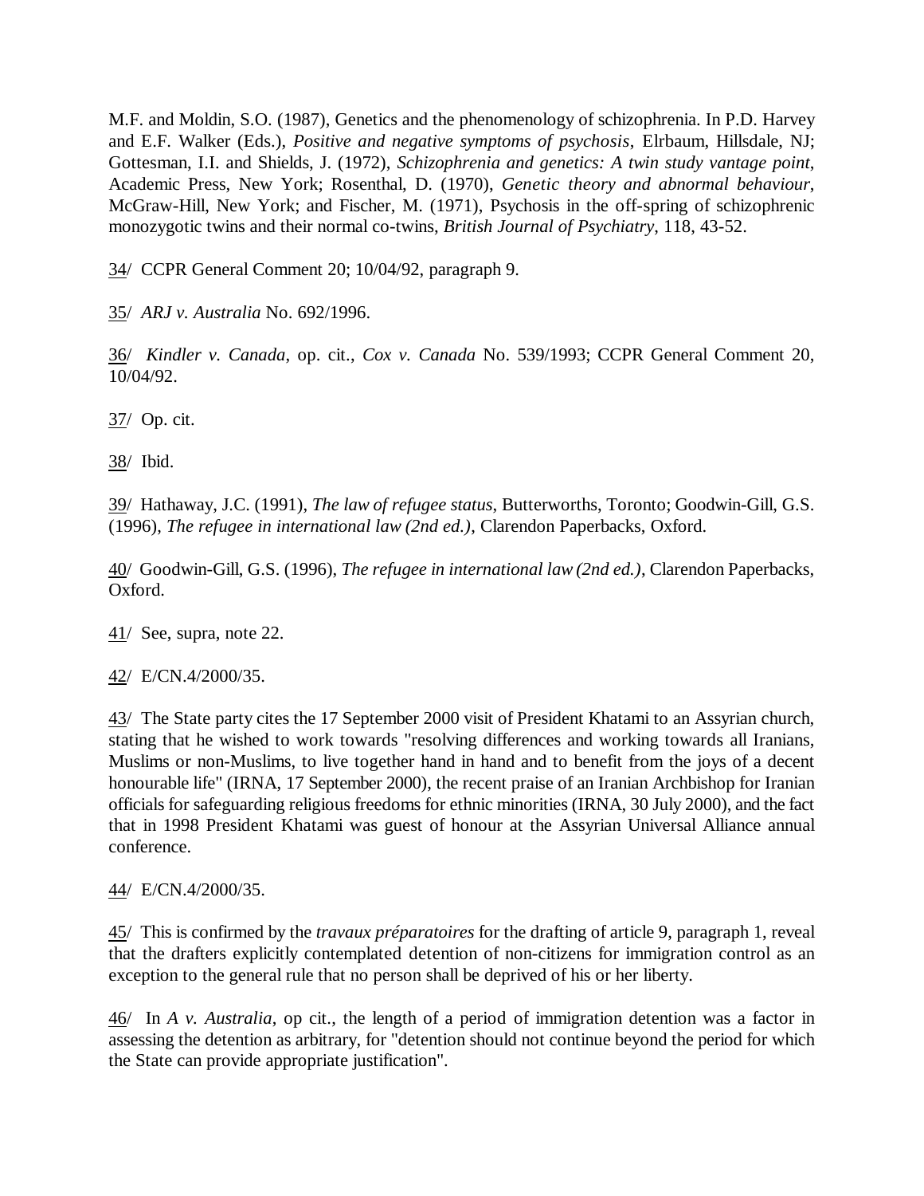M.F. and Moldin, S.O. (1987), Genetics and the phenomenology of schizophrenia. In P.D. Harvey and E.F. Walker (Eds.), *Positive and negative symptoms of psychosis*, Elrbaum, Hillsdale, NJ; Gottesman, I.I. and Shields, J. (1972), *Schizophrenia and genetics: A twin study vantage point*, Academic Press, New York; Rosenthal, D. (1970), *Genetic theory and abnormal behaviour*, McGraw-Hill, New York; and Fischer, M. (1971), Psychosis in the off-spring of schizophrenic monozygotic twins and their normal co-twins, *British Journal of Psychiatry*, 118, 43-52.

34/ CCPR General Comment 20; 10/04/92, paragraph 9.

35/ *ARJ v. Australia* No. 692/1996.

36/ *Kindler v. Canada*, op. cit., *Cox v. Canada* No. 539/1993; CCPR General Comment 20, 10/04/92.

37/ Op. cit.

38/ Ibid.

39/ Hathaway, J.C. (1991), *The law of refugee status*, Butterworths, Toronto; Goodwin-Gill, G.S. (1996), *The refugee in international law (2nd ed.)*, Clarendon Paperbacks, Oxford.

40/ Goodwin-Gill, G.S. (1996), *The refugee in international law (2nd ed.)*, Clarendon Paperbacks, Oxford.

41/ See, supra, note 22.

42/ E/CN.4/2000/35.

43/ The State party cites the 17 September 2000 visit of President Khatami to an Assyrian church, stating that he wished to work towards "resolving differences and working towards all Iranians, Muslims or non-Muslims, to live together hand in hand and to benefit from the joys of a decent honourable life" (IRNA, 17 September 2000), the recent praise of an Iranian Archbishop for Iranian officials for safeguarding religious freedoms for ethnic minorities (IRNA, 30 July 2000), and the fact that in 1998 President Khatami was guest of honour at the Assyrian Universal Alliance annual conference.

44/ E/CN.4/2000/35.

45/ This is confirmed by the *travaux préparatoires* for the drafting of article 9, paragraph 1, reveal that the drafters explicitly contemplated detention of non-citizens for immigration control as an exception to the general rule that no person shall be deprived of his or her liberty.

46/ In *A v. Australia*, op cit., the length of a period of immigration detention was a factor in assessing the detention as arbitrary, for "detention should not continue beyond the period for which the State can provide appropriate justification".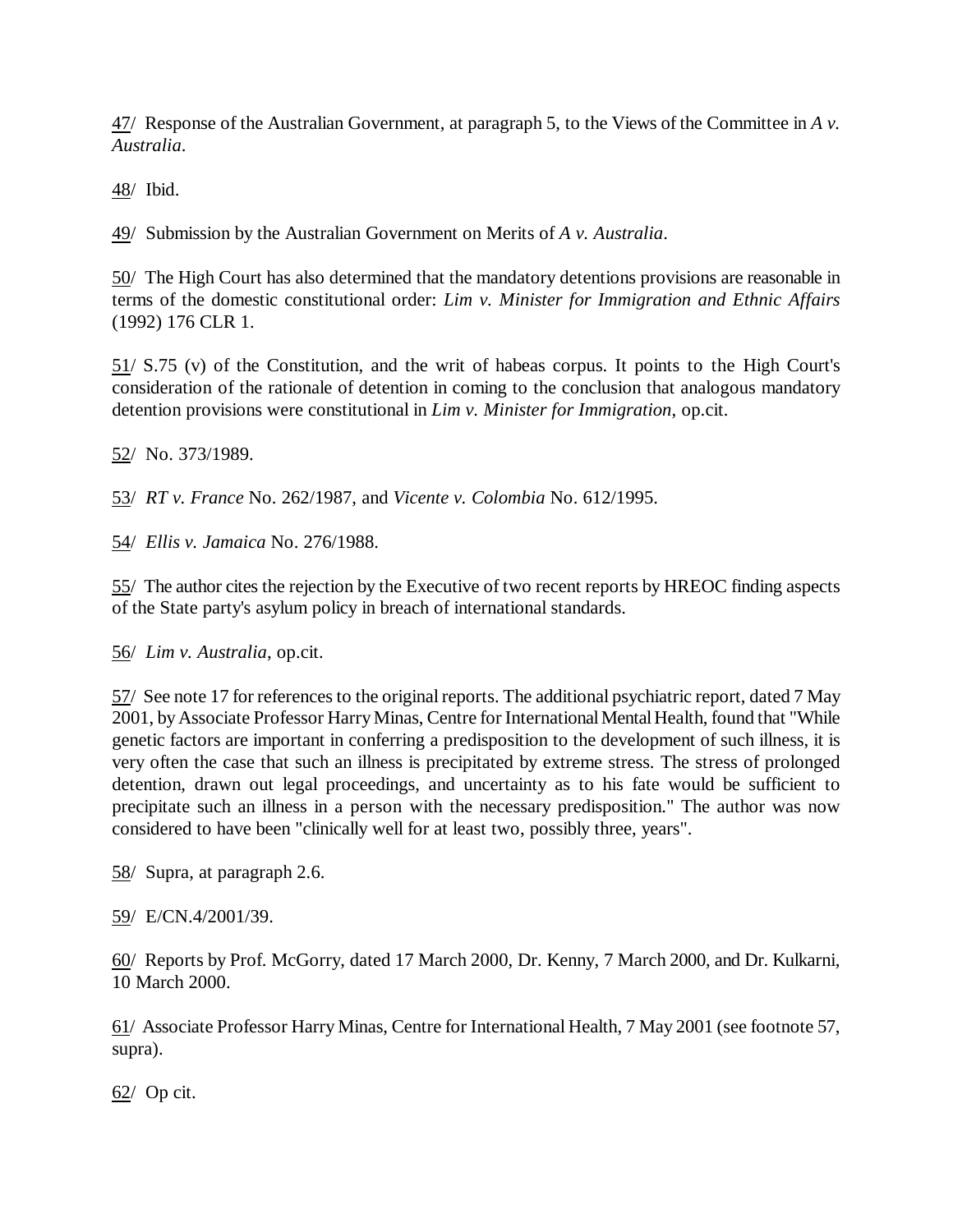47/ Response of the Australian Government, at paragraph 5, to the Views of the Committee in *A v. Australia*.

48/ Ibid.

49/ Submission by the Australian Government on Merits of *A v. Australia*.

50/ The High Court has also determined that the mandatory detentions provisions are reasonable in terms of the domestic constitutional order: *Lim v. Minister for Immigration and Ethnic Affairs* (1992) 176 CLR 1.

51/ S.75 (v) of the Constitution, and the writ of habeas corpus. It points to the High Court's consideration of the rationale of detention in coming to the conclusion that analogous mandatory detention provisions were constitutional in *Lim v. Minister for Immigration*, op.cit.

52/ No. 373/1989.

53/ *RT v. France* No. 262/1987, and *Vicente v. Colombia* No. 612/1995.

54/ *Ellis v. Jamaica* No. 276/1988.

55/ The author cites the rejection by the Executive of two recent reports by HREOC finding aspects of the State party's asylum policy in breach of international standards.

56/ *Lim v. Australia*, op.cit.

57/ See note 17 for references to the original reports. The additional psychiatric report, dated 7 May 2001, by Associate Professor Harry Minas, Centre for International Mental Health, found that "While genetic factors are important in conferring a predisposition to the development of such illness, it is very often the case that such an illness is precipitated by extreme stress. The stress of prolonged detention, drawn out legal proceedings, and uncertainty as to his fate would be sufficient to precipitate such an illness in a person with the necessary predisposition." The author was now considered to have been "clinically well for at least two, possibly three, years".

58/ Supra, at paragraph 2.6.

59/ E/CN.4/2001/39.

60/ Reports by Prof. McGorry, dated 17 March 2000, Dr. Kenny, 7 March 2000, and Dr. Kulkarni, 10 March 2000.

61/ Associate Professor Harry Minas, Centre for International Health, 7 May 2001 (see footnote 57, supra).

62/ Op cit.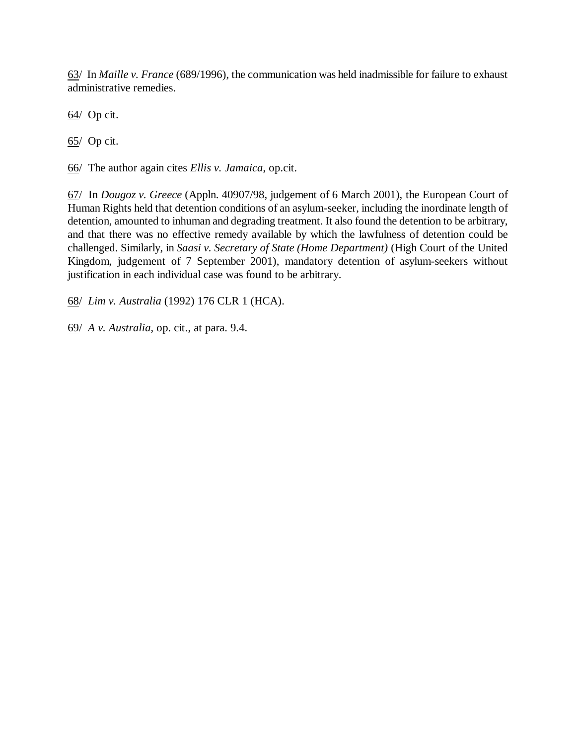63/ In *Maille v. France* (689/1996), the communication was held inadmissible for failure to exhaust administrative remedies.

64/ Op cit.

65/ Op cit.

66/ The author again cites *Ellis v. Jamaica*, op.cit.

67/ In *Dougoz v. Greece* (Appln. 40907/98, judgement of 6 March 2001), the European Court of Human Rights held that detention conditions of an asylum-seeker, including the inordinate length of detention, amounted to inhuman and degrading treatment. It also found the detention to be arbitrary, and that there was no effective remedy available by which the lawfulness of detention could be challenged. Similarly, in *Saasi v. Secretary of State (Home Department)* (High Court of the United Kingdom, judgement of 7 September 2001), mandatory detention of asylum-seekers without justification in each individual case was found to be arbitrary.

68/ *Lim v. Australia* (1992) 176 CLR 1 (HCA).

69/ *A v. Australia*, op. cit., at para. 9.4.